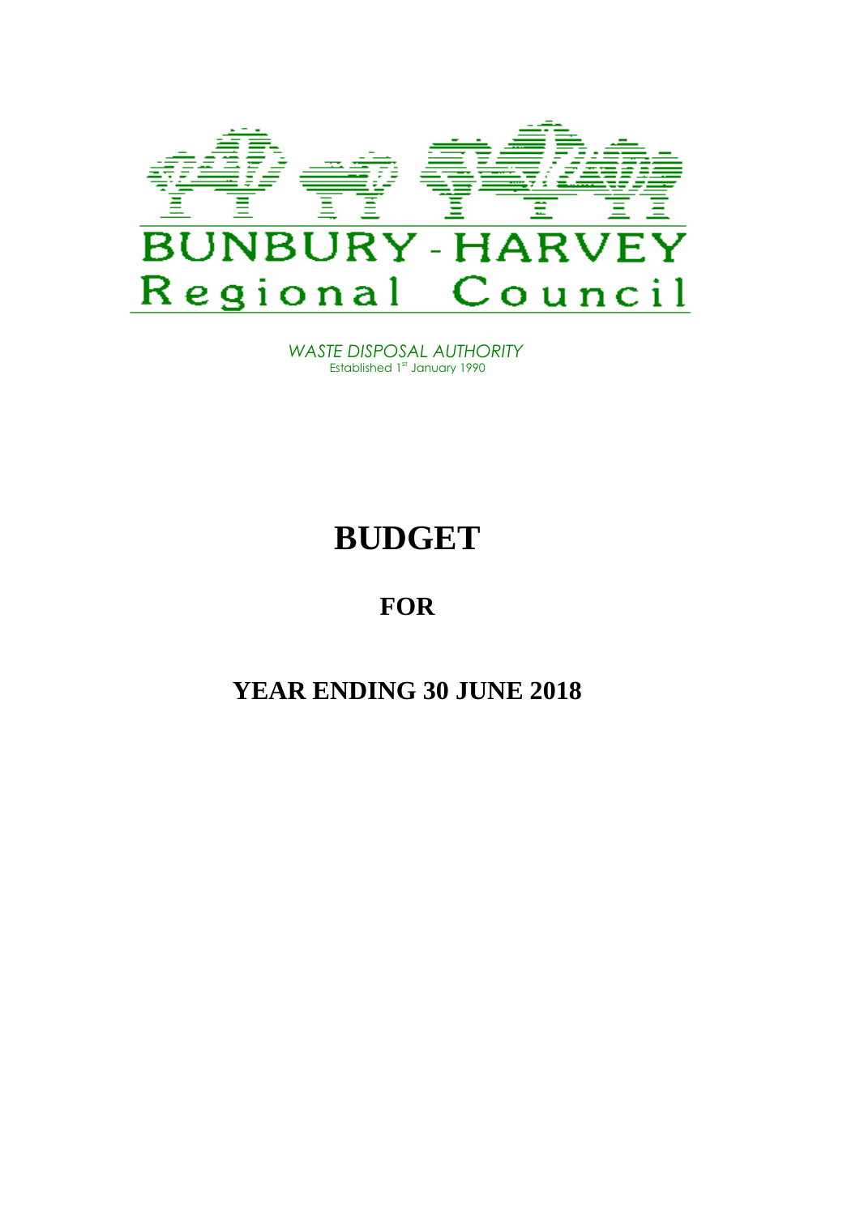BUNBURY - HARVEY
Regional Council

*WASTE DISPOSAL AUTHORITY*
Established 1st January 1990

# BUDGET

## FOR

## YEAR ENDING 30 JUNE 2018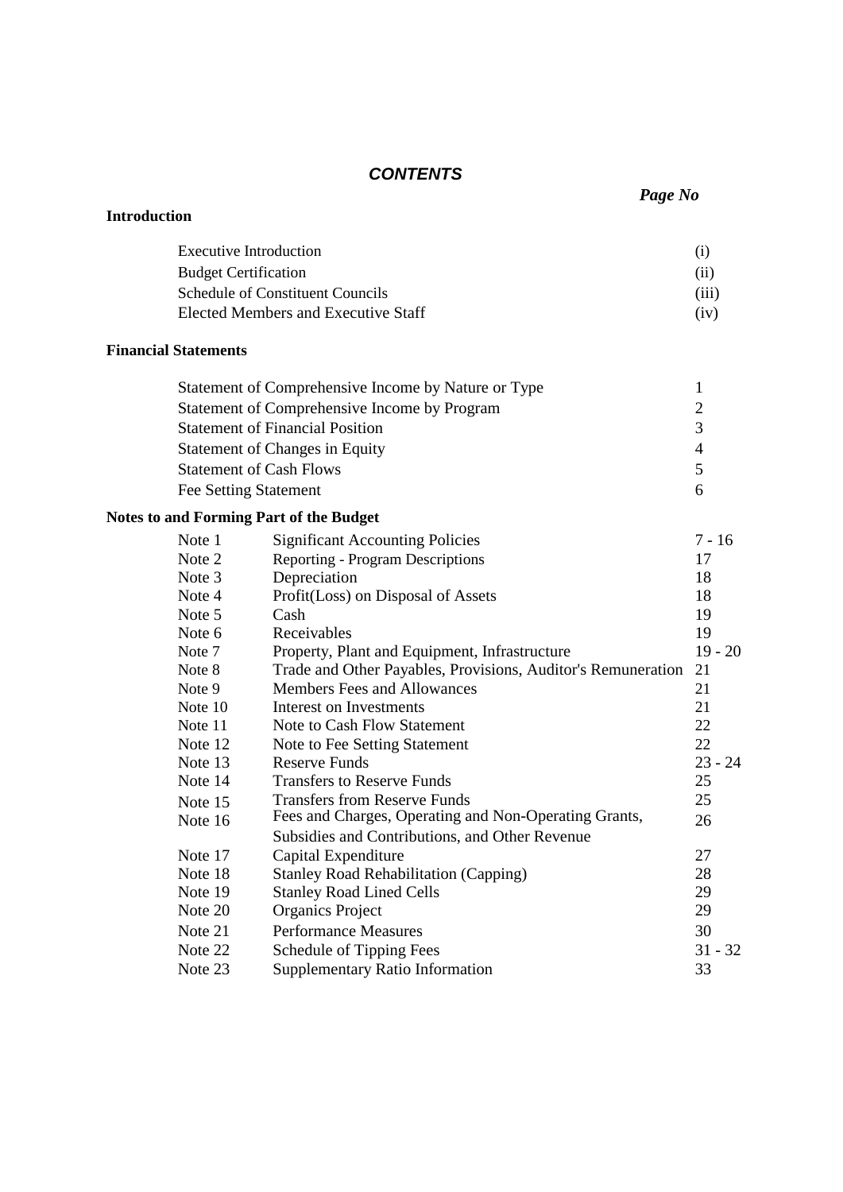# CONTENTS

*Page No*

**Introduction**

| | |
|---|---|
| Executive Introduction | (i) |
| Budget Certification | (ii) |
| Schedule of Constituent Councils | (iii) |
| Elected Members and Executive Staff | (iv) |

**Financial Statements**

| | |
|---|---|
| Statement of Comprehensive Income by Nature or Type | 1 |
| Statement of Comprehensive Income by Program | 2 |
| Statement of Financial Position | 3 |
| Statement of Changes in Equity | 4 |
| Statement of Cash Flows | 5 |
| Fee Setting Statement | 6 |

**Notes to and Forming Part of the Budget**

| | | |
|---|---|---|
| Note 1 | Significant Accounting Policies | 7 - 16 |
| Note 2 | Reporting - Program Descriptions | 17 |
| Note 3 | Depreciation | 18 |
| Note 4 | Profit(Loss) on Disposal of Assets | 18 |
| Note 5 | Cash | 19 |
| Note 6 | Receivables | 19 |
| Note 7 | Property, Plant and Equipment, Infrastructure | 19 - 20 |
| Note 8 | Trade and Other Payables, Provisions, Auditor's Remuneration | 21 |
| Note 9 | Members Fees and Allowances | 21 |
| Note 10 | Interest on Investments | 21 |
| Note 11 | Note to Cash Flow Statement | 22 |
| Note 12 | Note to Fee Setting Statement | 22 |
| Note 13 | Reserve Funds | 23 - 24 |
| Note 14 | Transfers to Reserve Funds | 25 |
| Note 15 | Transfers from Reserve Funds | 25 |
| Note 16 | Fees and Charges, Operating and Non-Operating Grants, Subsidies and Contributions, and Other Revenue | 26 |
| Note 17 | Capital Expenditure | 27 |
| Note 18 | Stanley Road Rehabilitation (Capping) | 28 |
| Note 19 | Stanley Road Lined Cells | 29 |
| Note 20 | Organics Project | 29 |
| Note 21 | Performance Measures | 30 |
| Note 22 | Schedule of Tipping Fees | 31 - 32 |
| Note 23 | Supplementary Ratio Information | 33 |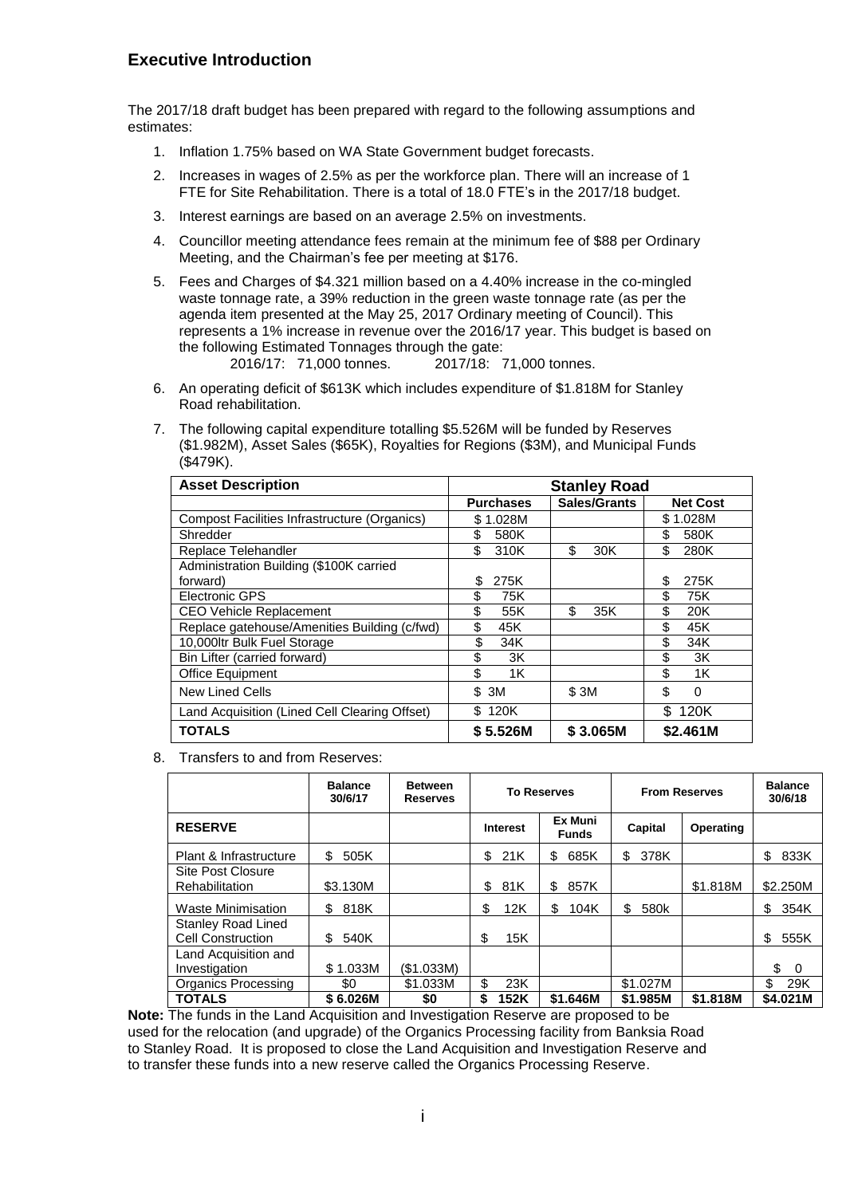## Executive Introduction

The 2017/18 draft budget has been prepared with regard to the following assumptions and estimates:

1. Inflation 1.75% based on WA State Government budget forecasts.
2. Increases in wages of 2.5% as per the workforce plan. There will an increase of 1 FTE for Site Rehabilitation. There is a total of 18.0 FTE's in the 2017/18 budget.
3. Interest earnings are based on an average 2.5% on investments.
4. Councillor meeting attendance fees remain at the minimum fee of $88 per Ordinary Meeting, and the Chairman's fee per meeting at $176.
5. Fees and Charges of $4.321 million based on a 4.40% increase in the co-mingled waste tonnage rate, a 39% reduction in the green waste tonnage rate (as per the agenda item presented at the May 25, 2017 Ordinary meeting of Council). This represents a 1% increase in revenue over the 2016/17 year. This budget is based on the following Estimated Tonnages through the gate:
   2016/17: 71,000 tonnes. 2017/18: 71,000 tonnes.
6. An operating deficit of $613K which includes expenditure of $1.818M for Stanley Road rehabilitation.
7. The following capital expenditure totalling $5.526M will be funded by Reserves ($1.982M), Asset Sales ($65K), Royalties for Regions ($3M), and Municipal Funds ($479K).

| Asset Description | Stanley Road | | |
|---|---|---|---|
| | Purchases | Sales/Grants | Net Cost |
| Compost Facilities Infrastructure (Organics) | $ 1.028M | | $ 1.028M |
| Shredder | $ 580K | | $ 580K |
| Replace Telehandler | $ 310K | $ 30K | $ 280K |
| Administration Building ($100K carried forward) | $ 275K | | $ 275K |
| Electronic GPS | $ 75K | | $ 75K |
| CEO Vehicle Replacement | $ 55K | $ 35K | $ 20K |
| Replace gatehouse/Amenities Building (c/fwd) | $ 45K | | $ 45K |
| 10,000ltr Bulk Fuel Storage | $ 34K | | $ 34K |
| Bin Lifter (carried forward) | $ 3K | | $ 3K |
| Office Equipment | $ 1K | | $ 1K |
| New Lined Cells | $ 3M | $ 3M | $ 0 |
| Land Acquisition (Lined Cell Clearing Offset) | $ 120K | | $ 120K |
| **TOTALS** | **$ 5.526M** | **$ 3.065M** | **$2.461M** |

8. Transfers to and from Reserves:

| | Balance 30/6/17 | Between Reserves | To Reserves | | From Reserves | | Balance 30/6/18 |
|---|---|---|---|---|---|---|---|
| **RESERVE** | | | Interest | Ex Muni Funds | Capital | Operating | |
| Plant & Infrastructure | $ 505K | | $ 21K | $ 685K | $ 378K | | $ 833K |
| Site Post Closure Rehabilitation | $3.130M | | $ 81K | $ 857K | | $1.818M | $2.250M |
| Waste Minimisation | $ 818K | | $ 12K | $ 104K | $ 580k | | $ 354K |
| Stanley Road Lined Cell Construction | $ 540K | | $ 15K | | | | $ 555K |
| Land Acquisition and Investigation | $ 1.033M | ($1.033M) | | | | | $ 0 |
| Organics Processing | $0 | $1.033M | $ 23K | | $1.027M | | $ 29K |
| **TOTALS** | **$ 6.026M** | **$0** | **$ 152K** | **$1.646M** | **$1.985M** | **$1.818M** | **$4.021M** |

**Note:** The funds in the Land Acquisition and Investigation Reserve are proposed to be used for the relocation (and upgrade) of the Organics Processing facility from Banksia Road to Stanley Road. It is proposed to close the Land Acquisition and Investigation Reserve and to transfer these funds into a new reserve called the Organics Processing Reserve.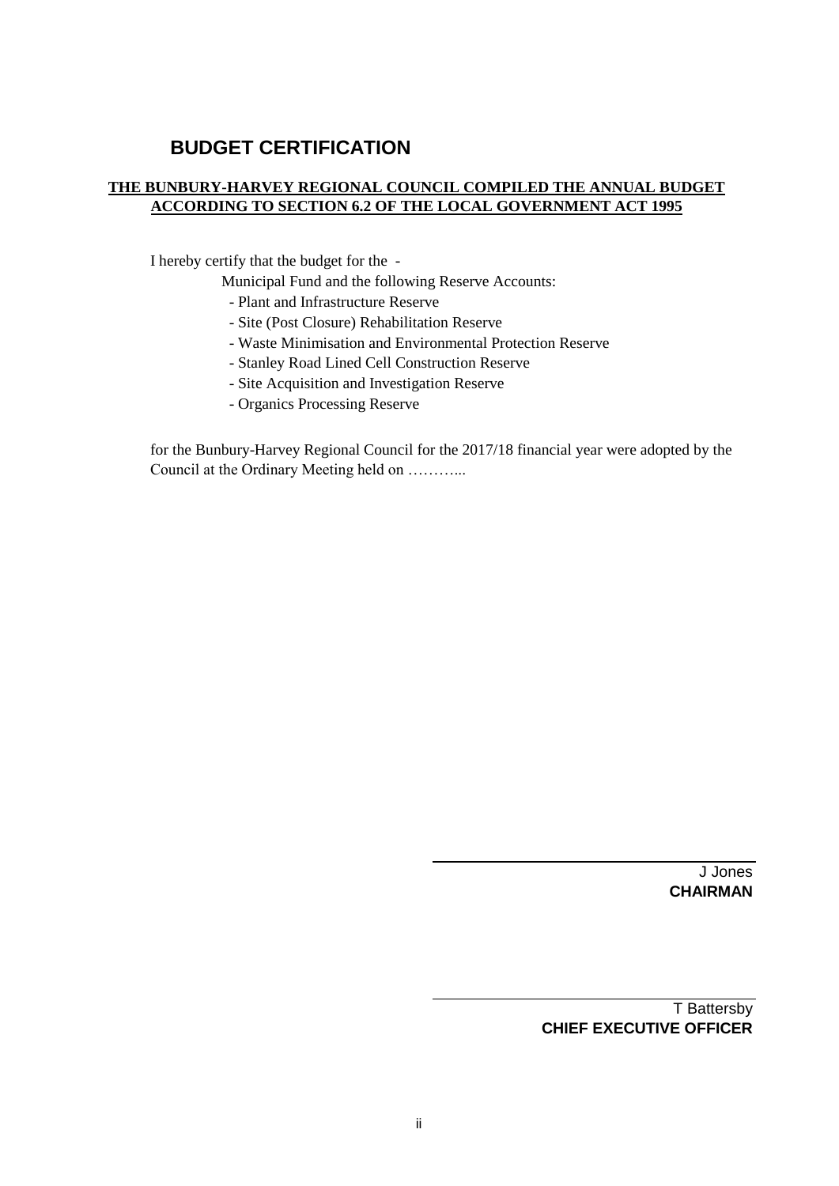# BUDGET CERTIFICATION

**THE BUNBURY-HARVEY REGIONAL COUNCIL COMPILED THE ANNUAL BUDGET ACCORDING TO SECTION 6.2 OF THE LOCAL GOVERNMENT ACT 1995**

I hereby certify that the budget for the -

Municipal Fund and the following Reserve Accounts:

- Plant and Infrastructure Reserve
- Site (Post Closure) Rehabilitation Reserve
- Waste Minimisation and Environmental Protection Reserve
- Stanley Road Lined Cell Construction Reserve
- Site Acquisition and Investigation Reserve
- Organics Processing Reserve

for the Bunbury-Harvey Regional Council for the 2017/18 financial year were adopted by the Council at the Ordinary Meeting held on ………...

J Jones
**CHAIRMAN**

T Battersby
**CHIEF EXECUTIVE OFFICER**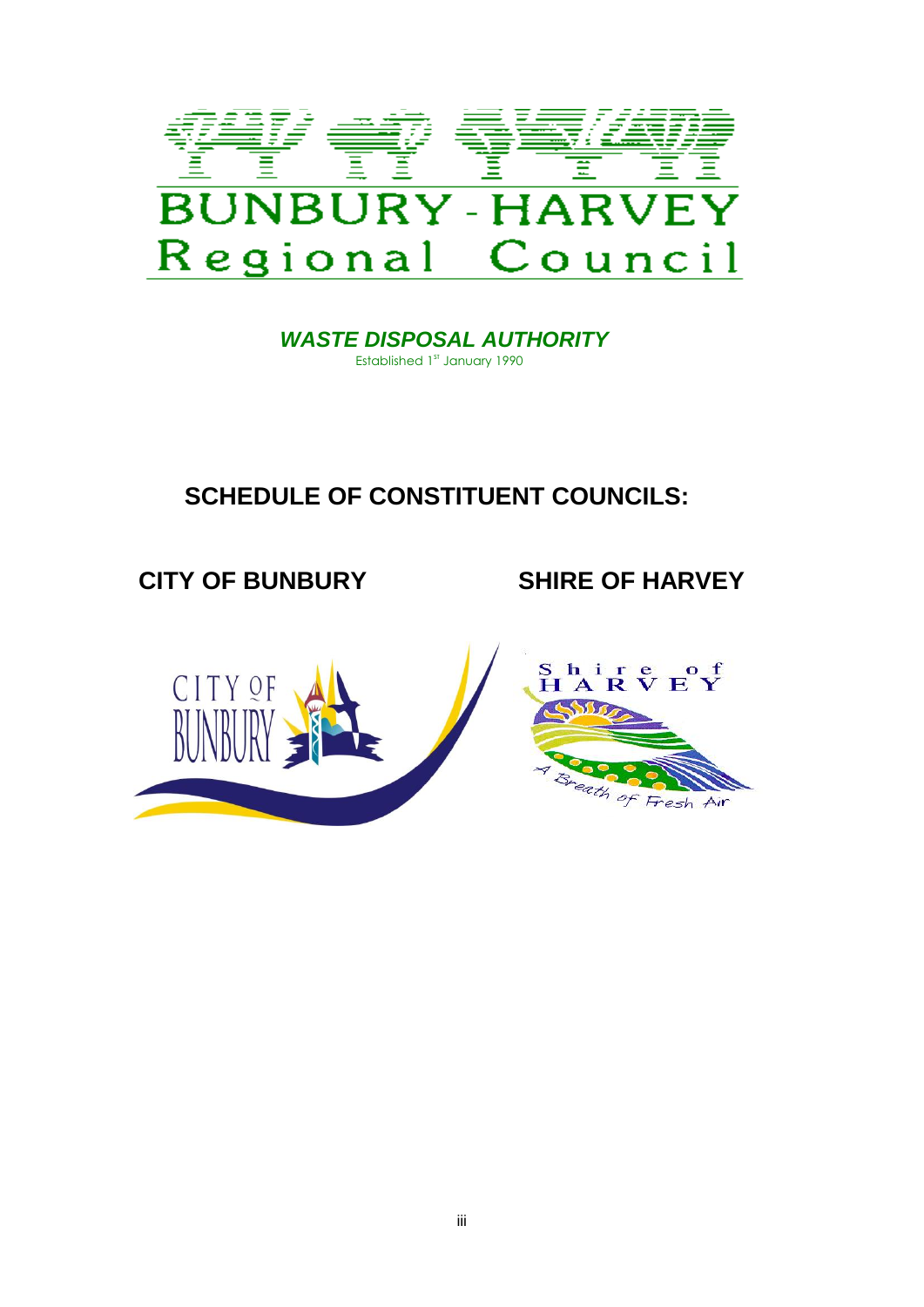# BUNBURY - HARVEY Regional Council

***WASTE DISPOSAL AUTHORITY***

Established 1st January 1990

## SCHEDULE OF CONSTITUENT COUNCILS:

**CITY OF BUNBURY** **SHIRE OF HARVEY**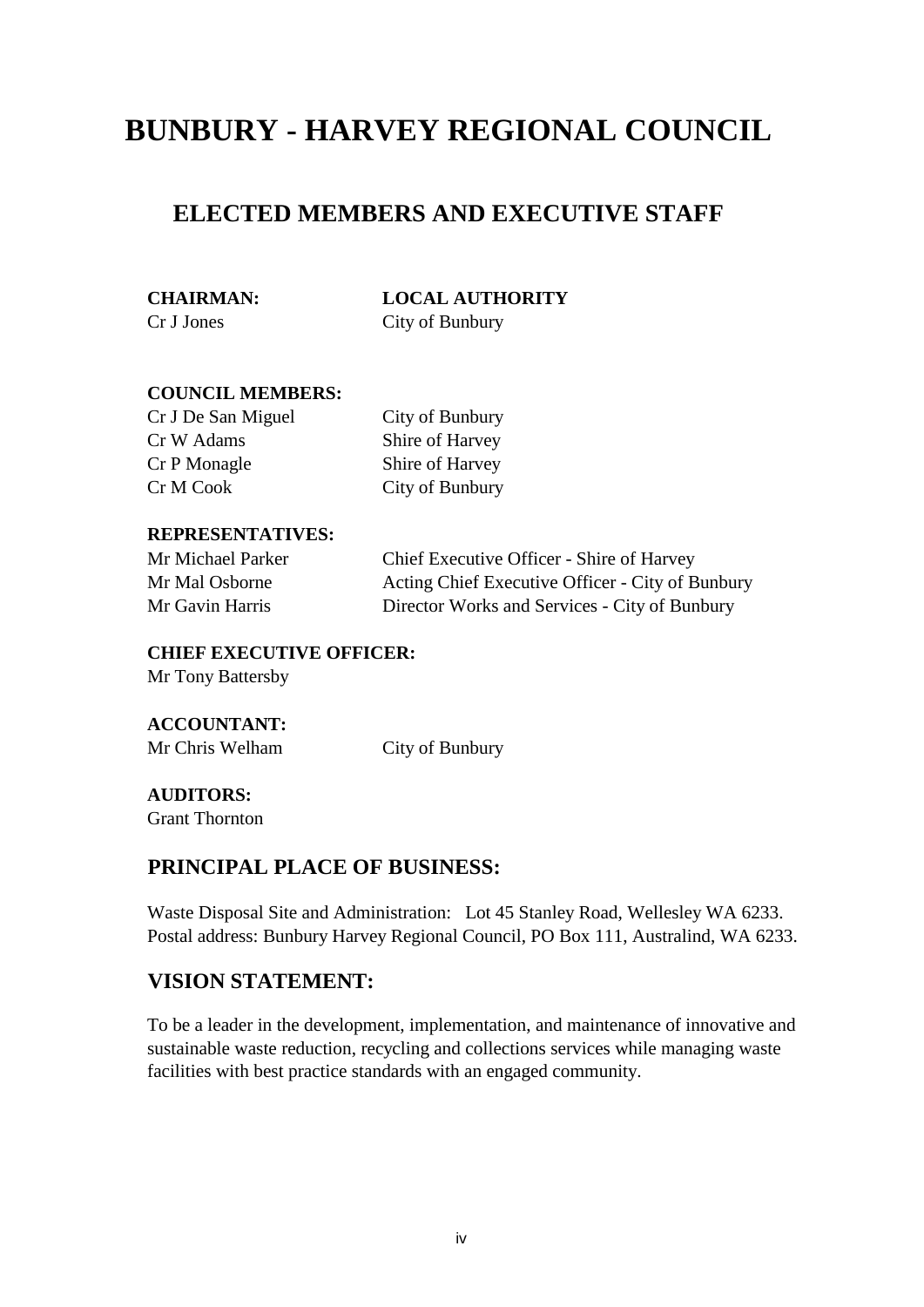# BUNBURY - HARVEY REGIONAL COUNCIL

## ELECTED MEMBERS AND EXECUTIVE STAFF

| **CHAIRMAN:** | **LOCAL AUTHORITY** |
|---|---|
| Cr J Jones | City of Bunbury |

**COUNCIL MEMBERS:**

| | |
|---|---|
| Cr J De San Miguel | City of Bunbury |
| Cr W Adams | Shire of Harvey |
| Cr P Monagle | Shire of Harvey |
| Cr M Cook | City of Bunbury |

**REPRESENTATIVES:**

| | |
|---|---|
| Mr Michael Parker | Chief Executive Officer - Shire of Harvey |
| Mr Mal Osborne | Acting Chief Executive Officer - City of Bunbury |
| Mr Gavin Harris | Director Works and Services - City of Bunbury |

**CHIEF EXECUTIVE OFFICER:**

Mr Tony Battersby

**ACCOUNTANT:**

Mr Chris Welham City of Bunbury

**AUDITORS:**

Grant Thornton

### PRINCIPAL PLACE OF BUSINESS:

Waste Disposal Site and Administration: Lot 45 Stanley Road, Wellesley WA 6233.
Postal address: Bunbury Harvey Regional Council, PO Box 111, Australind, WA 6233.

### VISION STATEMENT:

To be a leader in the development, implementation, and maintenance of innovative and sustainable waste reduction, recycling and collections services while managing waste facilities with best practice standards with an engaged community.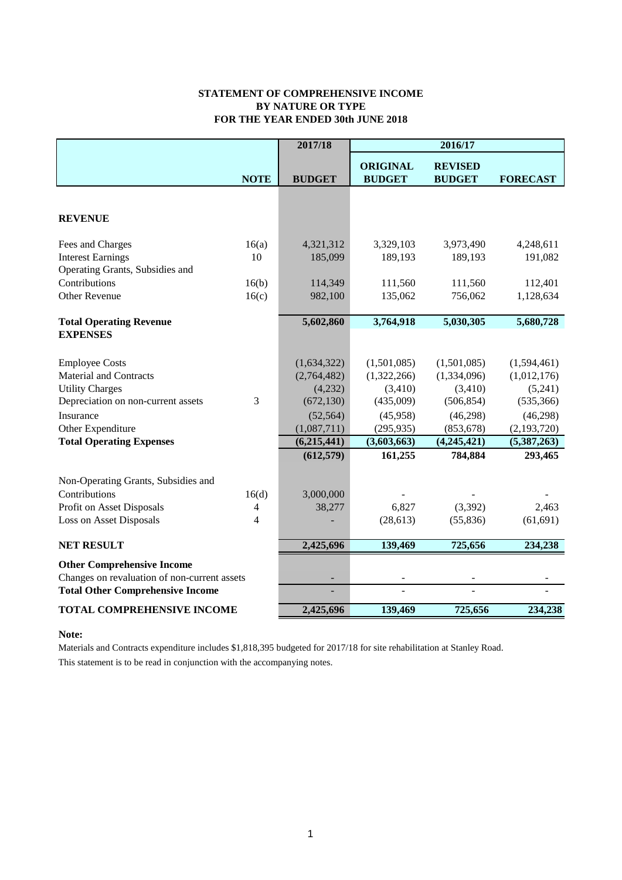**STATEMENT OF COMPREHENSIVE INCOME**
**BY NATURE OR TYPE**
**FOR THE YEAR ENDED 30th JUNE 2018**

| | | 2017/18 | 2016/17 | | |
|---|---|---|---|---|---|
| | **NOTE** | **BUDGET** | **ORIGINAL BUDGET** | **REVISED BUDGET** | **FORECAST** |
| **REVENUE** | | | | | |
| Fees and Charges | 16(a) | 4,321,312 | 3,329,103 | 3,973,490 | 4,248,611 |
| Interest Earnings | 10 | 185,099 | 189,193 | 189,193 | 191,082 |
| Operating Grants, Subsidies and Contributions | 16(b) | 114,349 | 111,560 | 111,560 | 112,401 |
| Other Revenue | 16(c) | 982,100 | 135,062 | 756,062 | 1,128,634 |
| **Total Operating Revenue** | | **5,602,860** | **3,764,918** | **5,030,305** | **5,680,728** |
| **EXPENSES** | | | | | |
| Employee Costs | | (1,634,322) | (1,501,085) | (1,501,085) | (1,594,461) |
| Material and Contracts | | (2,764,482) | (1,322,266) | (1,334,096) | (1,012,176) |
| Utility Charges | | (4,232) | (3,410) | (3,410) | (5,241) |
| Depreciation on non-current assets | 3 | (672,130) | (435,009) | (506,854) | (535,366) |
| Insurance | | (52,564) | (45,958) | (46,298) | (46,298) |
| Other Expenditure | | (1,087,711) | (295,935) | (853,678) | (2,193,720) |
| **Total Operating Expenses** | | **(6,215,441)** | **(3,603,663)** | **(4,245,421)** | **(5,387,263)** |
| | | **(612,579)** | **161,255** | **784,884** | **293,465** |
| Non-Operating Grants, Subsidies and Contributions | 16(d) | 3,000,000 | - | - | - |
| Profit on Asset Disposals | 4 | 38,277 | 6,827 | (3,392) | 2,463 |
| Loss on Asset Disposals | 4 | - | (28,613) | (55,836) | (61,691) |
| **NET RESULT** | | **2,425,696** | **139,469** | **725,656** | **234,238** |
| **Other Comprehensive Income** | | | | | |
| Changes on revaluation of non-current assets | | - | - | - | - |
| **Total Other Comprehensive Income** | | - | - | - | - |
| **TOTAL COMPREHENSIVE INCOME** | | **2,425,696** | **139,469** | **725,656** | **234,238** |

**Note:**

Materials and Contracts expenditure includes $1,818,395 budgeted for 2017/18 for site rehabilitation at Stanley Road.

This statement is to be read in conjunction with the accompanying notes.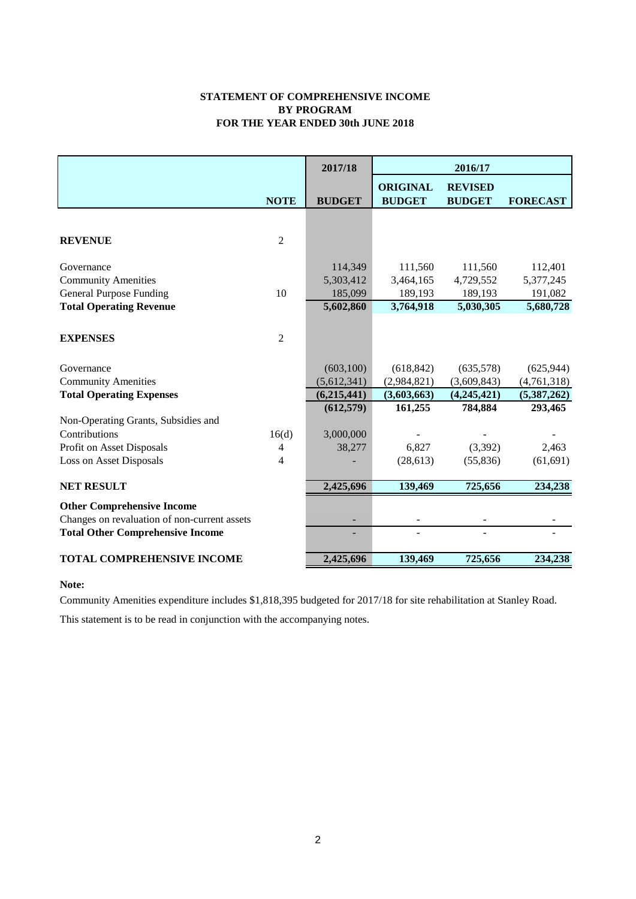# STATEMENT OF COMPREHENSIVE INCOME
## BY PROGRAM
## FOR THE YEAR ENDED 30th JUNE 2018

| | | 2017/18 | 2016/17 | | |
|---|---|---|---|---|---|
| | **NOTE** | **BUDGET** | **ORIGINAL BUDGET** | **REVISED BUDGET** | **FORECAST** |
| **REVENUE** | 2 | | | | |
| Governance | | 114,349 | 111,560 | 111,560 | 112,401 |
| Community Amenities | | 5,303,412 | 3,464,165 | 4,729,552 | 5,377,245 |
| General Purpose Funding | 10 | 185,099 | 189,193 | 189,193 | 191,082 |
| **Total Operating Revenue** | | **5,602,860** | **3,764,918** | **5,030,305** | **5,680,728** |
| **EXPENSES** | 2 | | | | |
| Governance | | (603,100) | (618,842) | (635,578) | (625,944) |
| Community Amenities | | (5,612,341) | (2,984,821) | (3,609,843) | (4,761,318) |
| **Total Operating Expenses** | | **(6,215,441)** | **(3,603,663)** | **(4,245,421)** | **(5,387,262)** |
| | | **(612,579)** | **161,255** | **784,884** | **293,465** |
| Non-Operating Grants, Subsidies and Contributions | 16(d) | 3,000,000 | - | - | - |
| Profit on Asset Disposals | 4 | 38,277 | 6,827 | (3,392) | 2,463 |
| Loss on Asset Disposals | 4 | - | (28,613) | (55,836) | (61,691) |
| **NET RESULT** | | **2,425,696** | **139,469** | **725,656** | **234,238** |
| **Other Comprehensive Income** | | | | | |
| Changes on revaluation of non-current assets | | - | - | - | - |
| **Total Other Comprehensive Income** | | - | - | - | - |
| **TOTAL COMPREHENSIVE INCOME** | | **2,425,696** | **139,469** | **725,656** | **234,238** |

**Note:**

Community Amenities expenditure includes $1,818,395 budgeted for 2017/18 for site rehabilitation at Stanley Road.

This statement is to be read in conjunction with the accompanying notes.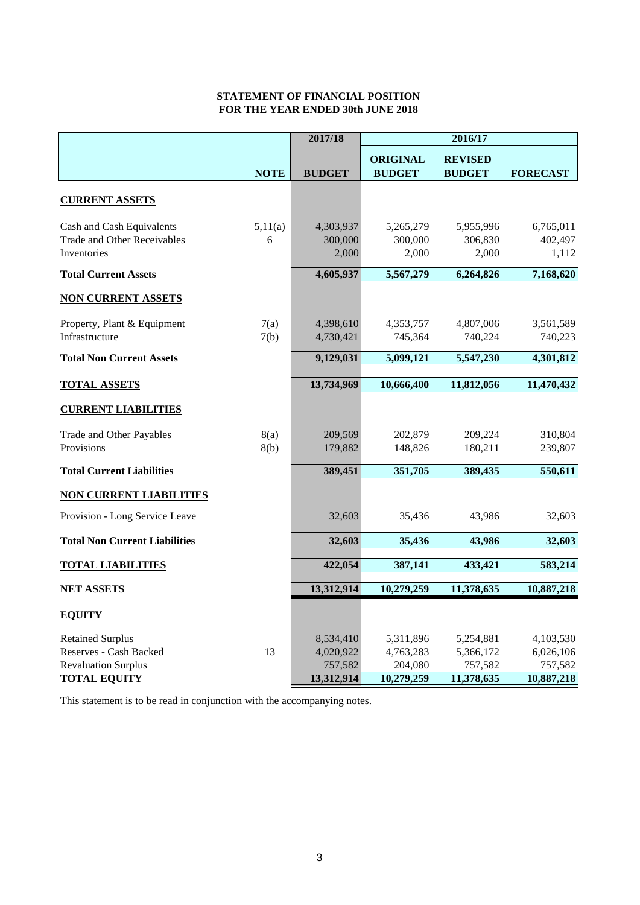**STATEMENT OF FINANCIAL POSITION**
**FOR THE YEAR ENDED 30th JUNE 2018**

| | | 2017/18 | 2016/17 | | |
|---|---|---|---|---|---|
| | **NOTE** | **BUDGET** | **ORIGINAL BUDGET** | **REVISED BUDGET** | **FORECAST** |
| **CURRENT ASSETS** | | | | | |
| Cash and Cash Equivalents | 5,11(a) | 4,303,937 | 5,265,279 | 5,955,996 | 6,765,011 |
| Trade and Other Receivables | 6 | 300,000 | 300,000 | 306,830 | 402,497 |
| Inventories | | 2,000 | 2,000 | 2,000 | 1,112 |
| **Total Current Assets** | | **4,605,937** | **5,567,279** | **6,264,826** | **7,168,620** |
| **NON CURRENT ASSETS** | | | | | |
| Property, Plant & Equipment | 7(a) | 4,398,610 | 4,353,757 | 4,807,006 | 3,561,589 |
| Infrastructure | 7(b) | 4,730,421 | 745,364 | 740,224 | 740,223 |
| **Total Non Current Assets** | | **9,129,031** | **5,099,121** | **5,547,230** | **4,301,812** |
| **TOTAL ASSETS** | | **13,734,969** | **10,666,400** | **11,812,056** | **11,470,432** |
| **CURRENT LIABILITIES** | | | | | |
| Trade and Other Payables | 8(a) | 209,569 | 202,879 | 209,224 | 310,804 |
| Provisions | 8(b) | 179,882 | 148,826 | 180,211 | 239,807 |
| **Total Current Liabilities** | | **389,451** | **351,705** | **389,435** | **550,611** |
| **NON CURRENT LIABILITIES** | | | | | |
| Provision - Long Service Leave | | 32,603 | 35,436 | 43,986 | 32,603 |
| **Total Non Current Liabilities** | | **32,603** | **35,436** | **43,986** | **32,603** |
| **TOTAL LIABILITIES** | | **422,054** | **387,141** | **433,421** | **583,214** |
| **NET ASSETS** | | **13,312,914** | **10,279,259** | **11,378,635** | **10,887,218** |
| **EQUITY** | | | | | |
| Retained Surplus | | 8,534,410 | 5,311,896 | 5,254,881 | 4,103,530 |
| Reserves - Cash Backed | 13 | 4,020,922 | 4,763,283 | 5,366,172 | 6,026,106 |
| Revaluation Surplus | | 757,582 | 204,080 | 757,582 | 757,582 |
| **TOTAL EQUITY** | | **13,312,914** | **10,279,259** | **11,378,635** | **10,887,218** |

This statement is to be read in conjunction with the accompanying notes.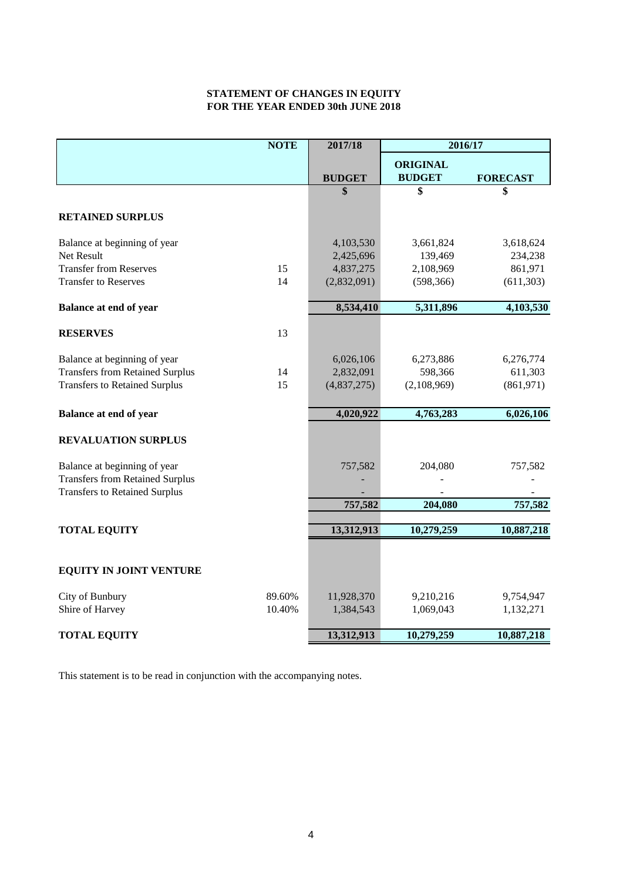# STATEMENT OF CHANGES IN EQUITY
# FOR THE YEAR ENDED 30th JUNE 2018

| | NOTE | 2017/18 | 2016/17 | |
|---|---|---|---|---|
| | | BUDGET | ORIGINAL BUDGET | FORECAST |
| | | $ | $ | $ |
| **RETAINED SURPLUS** | | | | |
| Balance at beginning of year | | 4,103,530 | 3,661,824 | 3,618,624 |
| Net Result | | 2,425,696 | 139,469 | 234,238 |
| Transfer from Reserves | 15 | 4,837,275 | 2,108,969 | 861,971 |
| Transfer to Reserves | 14 | (2,832,091) | (598,366) | (611,303) |
| **Balance at end of year** | | **8,534,410** | **5,311,896** | **4,103,530** |
| **RESERVES** | 13 | | | |
| Balance at beginning of year | | 6,026,106 | 6,273,886 | 6,276,774 |
| Transfers from Retained Surplus | 14 | 2,832,091 | 598,366 | 611,303 |
| Transfers to Retained Surplus | 15 | (4,837,275) | (2,108,969) | (861,971) |
| **Balance at end of year** | | **4,020,922** | **4,763,283** | **6,026,106** |
| **REVALUATION SURPLUS** | | | | |
| Balance at beginning of year | | 757,582 | 204,080 | 757,582 |
| Transfers from Retained Surplus | | - | - | - |
| Transfers to Retained Surplus | | - | - | - |
| | | **757,582** | **204,080** | **757,582** |
| **TOTAL EQUITY** | | **13,312,913** | **10,279,259** | **10,887,218** |
| **EQUITY IN JOINT VENTURE** | | | | |
| City of Bunbury | 89.60% | 11,928,370 | 9,210,216 | 9,754,947 |
| Shire of Harvey | 10.40% | 1,384,543 | 1,069,043 | 1,132,271 |
| **TOTAL EQUITY** | | **13,312,913** | **10,279,259** | **10,887,218** |

This statement is to be read in conjunction with the accompanying notes.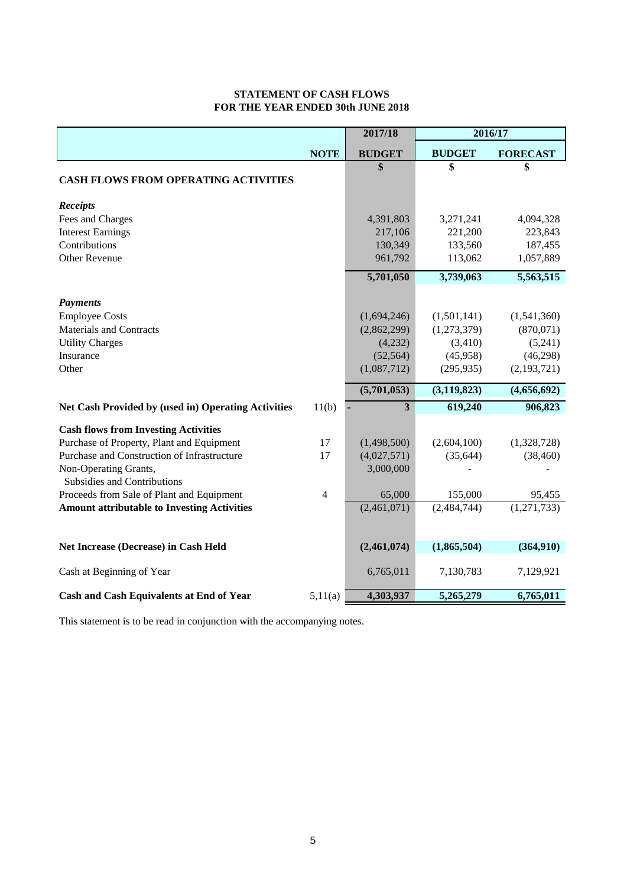## STATEMENT OF CASH FLOWS
## FOR THE YEAR ENDED 30th JUNE 2018

| | NOTE | 2017/18 BUDGET | 2016/17 BUDGET | 2016/17 FORECAST |
|---|---|---|---|---|
| | | $ | $ | $ |
| **CASH FLOWS FROM OPERATING ACTIVITIES** | | | | |
| ***Receipts*** | | | | |
| Fees and Charges | | 4,391,803 | 3,271,241 | 4,094,328 |
| Interest Earnings | | 217,106 | 221,200 | 223,843 |
| Contributions | | 130,349 | 133,560 | 187,455 |
| Other Revenue | | 961,792 | 113,062 | 1,057,889 |
| | | **5,701,050** | **3,739,063** | **5,563,515** |
| ***Payments*** | | | | |
| Employee Costs | | (1,694,246) | (1,501,141) | (1,541,360) |
| Materials and Contracts | | (2,862,299) | (1,273,379) | (870,071) |
| Utility Charges | | (4,232) | (3,410) | (5,241) |
| Insurance | | (52,564) | (45,958) | (46,298) |
| Other | | (1,087,712) | (295,935) | (2,193,721) |
| | | **(5,701,053)** | **(3,119,823)** | **(4,656,692)** |
| **Net Cash Provided by (used in) Operating Activities** | 11(b) | **3** | **619,240** | **906,823** |
| **Cash flows from Investing Activities** | | | | |
| Purchase of Property, Plant and Equipment | 17 | (1,498,500) | (2,604,100) | (1,328,728) |
| Purchase and Construction of Infrastructure | 17 | (4,027,571) | (35,644) | (38,460) |
| Non-Operating Grants, Subsidies and Contributions | | 3,000,000 | - | - |
| Proceeds from Sale of Plant and Equipment | 4 | 65,000 | 155,000 | 95,455 |
| **Amount attributable to Investing Activities** | | (2,461,071) | (2,484,744) | (1,271,733) |
| **Net Increase (Decrease) in Cash Held** | | **(2,461,074)** | **(1,865,504)** | **(364,910)** |
| Cash at Beginning of Year | | 6,765,011 | 7,130,783 | 7,129,921 |
| **Cash and Cash Equivalents at End of Year** | 5,11(a) | **4,303,937** | **5,265,279** | **6,765,011** |

This statement is to be read in conjunction with the accompanying notes.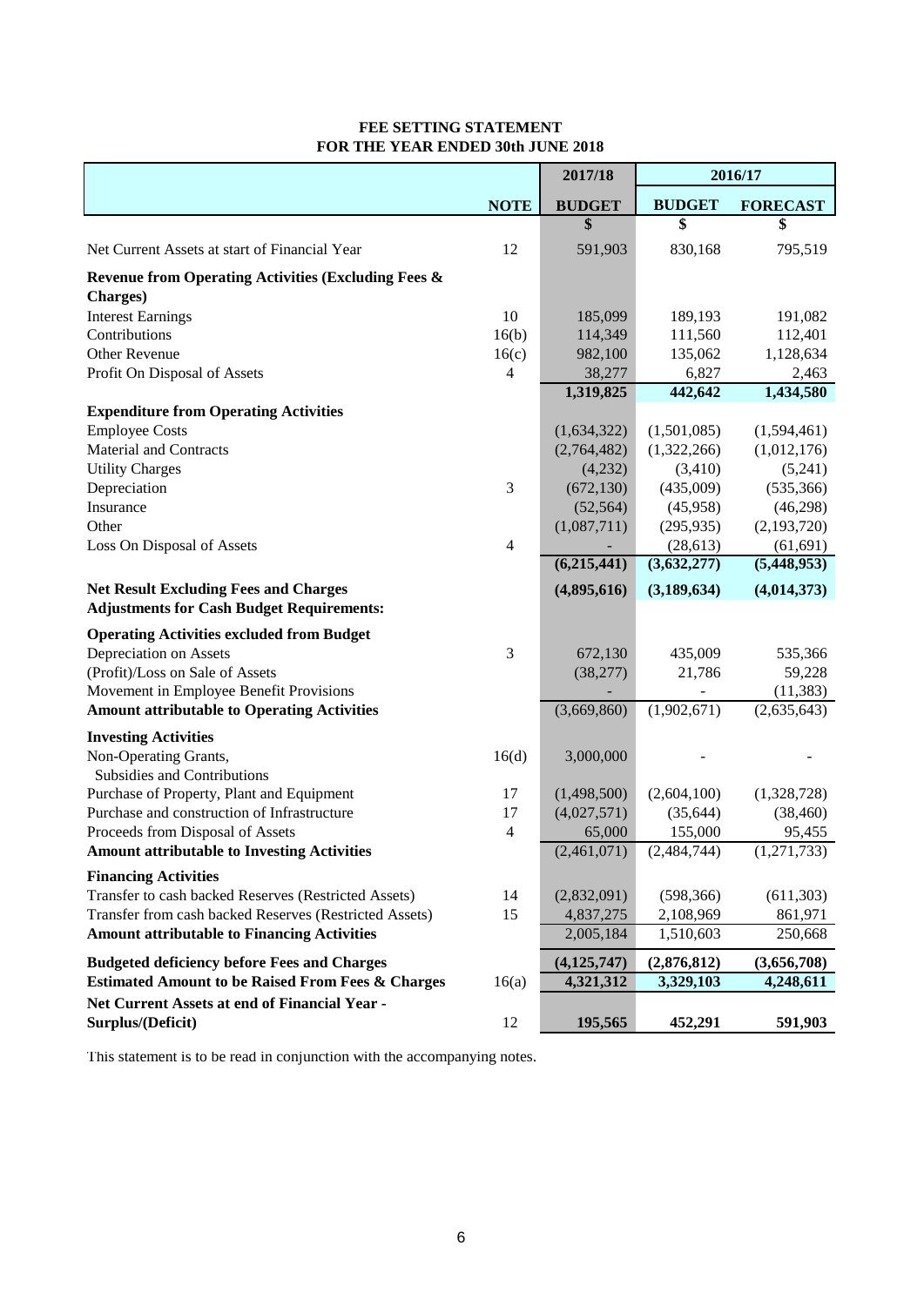# FEE SETTING STATEMENT
## FOR THE YEAR ENDED 30th JUNE 2018

| | NOTE | 2017/18 BUDGET | 2016/17 BUDGET | 2016/17 FORECAST |
|---|---|---|---|---|
| | | $ | $ | $ |
| Net Current Assets at start of Financial Year | 12 | 591,903 | 830,168 | 795,519 |
| **Revenue from Operating Activities (Excluding Fees & Charges)** | | | | |
| Interest Earnings | 10 | 185,099 | 189,193 | 191,082 |
| Contributions | 16(b) | 114,349 | 111,560 | 112,401 |
| Other Revenue | 16(c) | 982,100 | 135,062 | 1,128,634 |
| Profit On Disposal of Assets | 4 | 38,277 | 6,827 | 2,463 |
| | | **1,319,825** | **442,642** | **1,434,580** |
| **Expenditure from Operating Activities** | | | | |
| Employee Costs | | (1,634,322) | (1,501,085) | (1,594,461) |
| Material and Contracts | | (2,764,482) | (1,322,266) | (1,012,176) |
| Utility Charges | | (4,232) | (3,410) | (5,241) |
| Depreciation | 3 | (672,130) | (435,009) | (535,366) |
| Insurance | | (52,564) | (45,958) | (46,298) |
| Other | | (1,087,711) | (295,935) | (2,193,720) |
| Loss On Disposal of Assets | 4 | - | (28,613) | (61,691) |
| | | **(6,215,441)** | **(3,632,277)** | **(5,448,953)** |
| **Net Result Excluding Fees and Charges** | | **(4,895,616)** | **(3,189,634)** | **(4,014,373)** |
| **Adjustments for Cash Budget Requirements:** | | | | |
| **Operating Activities excluded from Budget** | | | | |
| Depreciation on Assets | 3 | 672,130 | 435,009 | 535,366 |
| (Profit)/Loss on Sale of Assets | | (38,277) | 21,786 | 59,228 |
| Movement in Employee Benefit Provisions | | - | - | (11,383) |
| **Amount attributable to Operating Activities** | | (3,669,860) | (1,902,671) | (2,635,643) |
| **Investing Activities** | | | | |
| Non-Operating Grants, Subsidies and Contributions | 16(d) | 3,000,000 | - | - |
| Purchase of Property, Plant and Equipment | 17 | (1,498,500) | (2,604,100) | (1,328,728) |
| Purchase and construction of Infrastructure | 17 | (4,027,571) | (35,644) | (38,460) |
| Proceeds from Disposal of Assets | 4 | 65,000 | 155,000 | 95,455 |
| **Amount attributable to Investing Activities** | | (2,461,071) | (2,484,744) | (1,271,733) |
| **Financing Activities** | | | | |
| Transfer to cash backed Reserves (Restricted Assets) | 14 | (2,832,091) | (598,366) | (611,303) |
| Transfer from cash backed Reserves (Restricted Assets) | 15 | 4,837,275 | 2,108,969 | 861,971 |
| **Amount attributable to Financing Activities** | | 2,005,184 | 1,510,603 | 250,668 |
| **Budgeted deficiency before Fees and Charges** | | **(4,125,747)** | **(2,876,812)** | **(3,656,708)** |
| **Estimated Amount to be Raised From Fees & Charges** | 16(a) | **4,321,312** | **3,329,103** | **4,248,611** |
| **Net Current Assets at end of Financial Year - Surplus/(Deficit)** | 12 | **195,565** | **452,291** | **591,903** |

This statement is to be read in conjunction with the accompanying notes.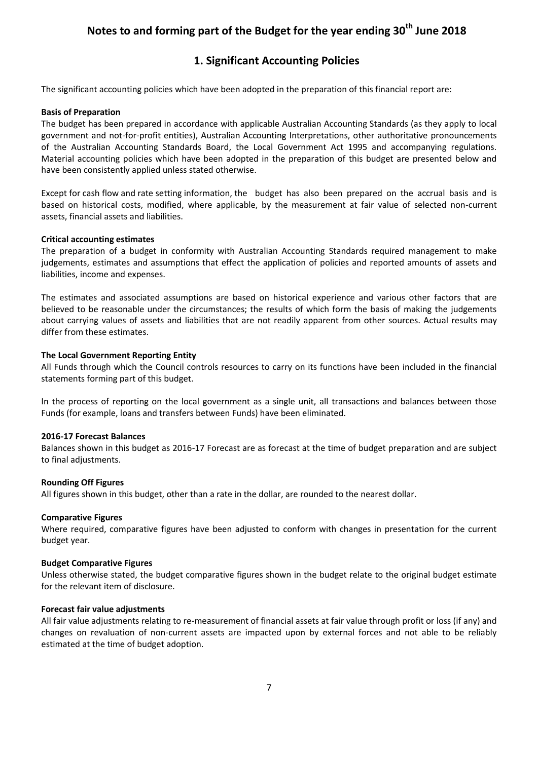# Notes to and forming part of the Budget for the year ending 30th June 2018

## 1. Significant Accounting Policies

The significant accounting policies which have been adopted in the preparation of this financial report are:

**Basis of Preparation**

The budget has been prepared in accordance with applicable Australian Accounting Standards (as they apply to local government and not-for-profit entities), Australian Accounting Interpretations, other authoritative pronouncements of the Australian Accounting Standards Board, the Local Government Act 1995 and accompanying regulations. Material accounting policies which have been adopted in the preparation of this budget are presented below and have been consistently applied unless stated otherwise.

Except for cash flow and rate setting information, the budget has also been prepared on the accrual basis and is based on historical costs, modified, where applicable, by the measurement at fair value of selected non-current assets, financial assets and liabilities.

**Critical accounting estimates**

The preparation of a budget in conformity with Australian Accounting Standards required management to make judgements, estimates and assumptions that effect the application of policies and reported amounts of assets and liabilities, income and expenses.

The estimates and associated assumptions are based on historical experience and various other factors that are believed to be reasonable under the circumstances; the results of which form the basis of making the judgements about carrying values of assets and liabilities that are not readily apparent from other sources. Actual results may differ from these estimates.

**The Local Government Reporting Entity**

All Funds through which the Council controls resources to carry on its functions have been included in the financial statements forming part of this budget.

In the process of reporting on the local government as a single unit, all transactions and balances between those Funds (for example, loans and transfers between Funds) have been eliminated.

**2016-17 Forecast Balances**

Balances shown in this budget as 2016-17 Forecast are as forecast at the time of budget preparation and are subject to final adjustments.

**Rounding Off Figures**

All figures shown in this budget, other than a rate in the dollar, are rounded to the nearest dollar.

**Comparative Figures**

Where required, comparative figures have been adjusted to conform with changes in presentation for the current budget year.

**Budget Comparative Figures**

Unless otherwise stated, the budget comparative figures shown in the budget relate to the original budget estimate for the relevant item of disclosure.

**Forecast fair value adjustments**

All fair value adjustments relating to re-measurement of financial assets at fair value through profit or loss (if any) and changes on revaluation of non-current assets are impacted upon by external forces and not able to be reliably estimated at the time of budget adoption.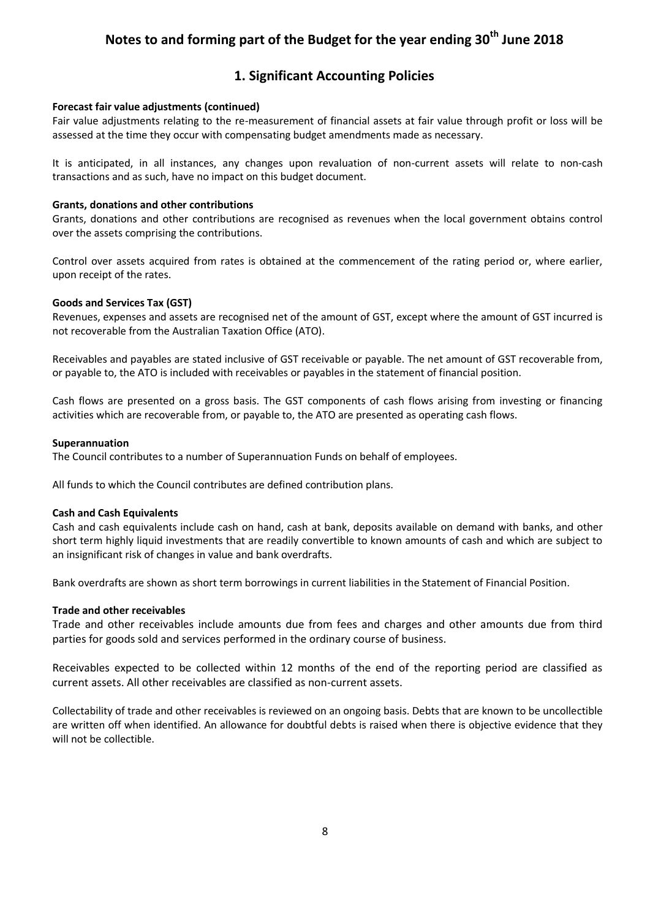# Notes to and forming part of the Budget for the year ending 30th June 2018

## 1. Significant Accounting Policies

**Forecast fair value adjustments (continued)**

Fair value adjustments relating to the re-measurement of financial assets at fair value through profit or loss will be assessed at the time they occur with compensating budget amendments made as necessary.

It is anticipated, in all instances, any changes upon revaluation of non-current assets will relate to non-cash transactions and as such, have no impact on this budget document.

**Grants, donations and other contributions**

Grants, donations and other contributions are recognised as revenues when the local government obtains control over the assets comprising the contributions.

Control over assets acquired from rates is obtained at the commencement of the rating period or, where earlier, upon receipt of the rates.

**Goods and Services Tax (GST)**

Revenues, expenses and assets are recognised net of the amount of GST, except where the amount of GST incurred is not recoverable from the Australian Taxation Office (ATO).

Receivables and payables are stated inclusive of GST receivable or payable. The net amount of GST recoverable from, or payable to, the ATO is included with receivables or payables in the statement of financial position.

Cash flows are presented on a gross basis. The GST components of cash flows arising from investing or financing activities which are recoverable from, or payable to, the ATO are presented as operating cash flows.

**Superannuation**

The Council contributes to a number of Superannuation Funds on behalf of employees.

All funds to which the Council contributes are defined contribution plans.

**Cash and Cash Equivalents**

Cash and cash equivalents include cash on hand, cash at bank, deposits available on demand with banks, and other short term highly liquid investments that are readily convertible to known amounts of cash and which are subject to an insignificant risk of changes in value and bank overdrafts.

Bank overdrafts are shown as short term borrowings in current liabilities in the Statement of Financial Position.

**Trade and other receivables**

Trade and other receivables include amounts due from fees and charges and other amounts due from third parties for goods sold and services performed in the ordinary course of business.

Receivables expected to be collected within 12 months of the end of the reporting period are classified as current assets. All other receivables are classified as non-current assets.

Collectability of trade and other receivables is reviewed on an ongoing basis. Debts that are known to be uncollectible are written off when identified. An allowance for doubtful debts is raised when there is objective evidence that they will not be collectible.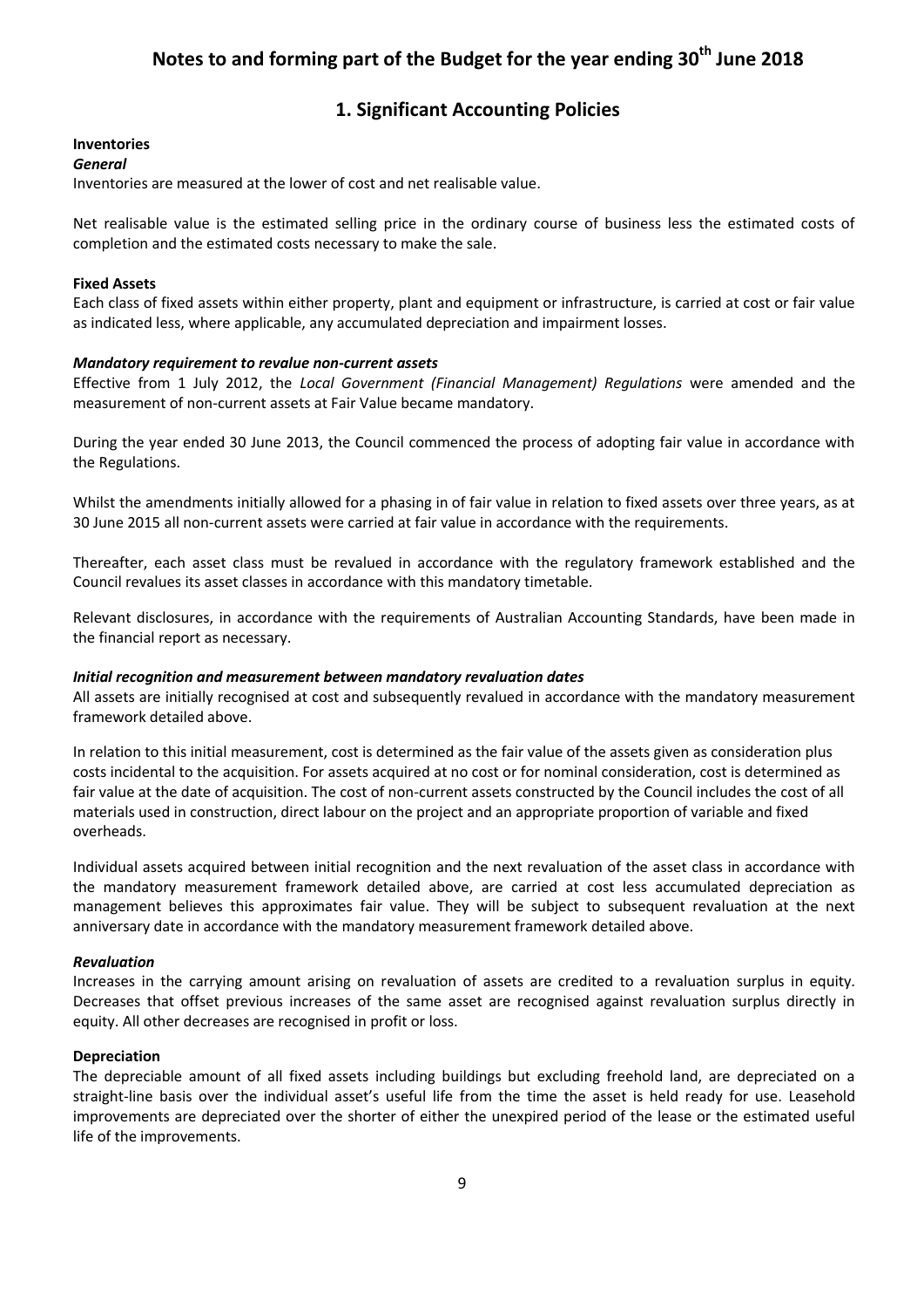# Notes to and forming part of the Budget for the year ending 30th June 2018

## 1. Significant Accounting Policies

**Inventories**

***General***

Inventories are measured at the lower of cost and net realisable value.

Net realisable value is the estimated selling price in the ordinary course of business less the estimated costs of completion and the estimated costs necessary to make the sale.

**Fixed Assets**

Each class of fixed assets within either property, plant and equipment or infrastructure, is carried at cost or fair value as indicated less, where applicable, any accumulated depreciation and impairment losses.

***Mandatory requirement to revalue non-current assets***

Effective from 1 July 2012, the *Local Government (Financial Management) Regulations* were amended and the measurement of non-current assets at Fair Value became mandatory.

During the year ended 30 June 2013, the Council commenced the process of adopting fair value in accordance with the Regulations.

Whilst the amendments initially allowed for a phasing in of fair value in relation to fixed assets over three years, as at 30 June 2015 all non-current assets were carried at fair value in accordance with the requirements.

Thereafter, each asset class must be revalued in accordance with the regulatory framework established and the Council revalues its asset classes in accordance with this mandatory timetable.

Relevant disclosures, in accordance with the requirements of Australian Accounting Standards, have been made in the financial report as necessary.

***Initial recognition and measurement between mandatory revaluation dates***

All assets are initially recognised at cost and subsequently revalued in accordance with the mandatory measurement framework detailed above.

In relation to this initial measurement, cost is determined as the fair value of the assets given as consideration plus costs incidental to the acquisition. For assets acquired at no cost or for nominal consideration, cost is determined as fair value at the date of acquisition. The cost of non-current assets constructed by the Council includes the cost of all materials used in construction, direct labour on the project and an appropriate proportion of variable and fixed overheads.

Individual assets acquired between initial recognition and the next revaluation of the asset class in accordance with the mandatory measurement framework detailed above, are carried at cost less accumulated depreciation as management believes this approximates fair value. They will be subject to subsequent revaluation at the next anniversary date in accordance with the mandatory measurement framework detailed above.

***Revaluation***

Increases in the carrying amount arising on revaluation of assets are credited to a revaluation surplus in equity. Decreases that offset previous increases of the same asset are recognised against revaluation surplus directly in equity. All other decreases are recognised in profit or loss.

**Depreciation**

The depreciable amount of all fixed assets including buildings but excluding freehold land, are depreciated on a straight-line basis over the individual asset's useful life from the time the asset is held ready for use. Leasehold improvements are depreciated over the shorter of either the unexpired period of the lease or the estimated useful life of the improvements.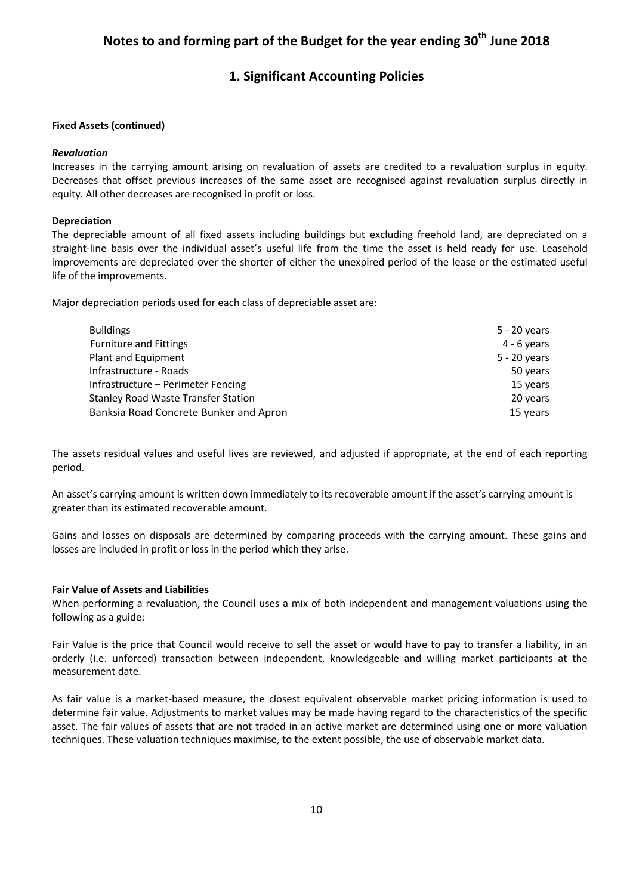# Notes to and forming part of the Budget for the year ending 30th June 2018

## 1. Significant Accounting Policies

**Fixed Assets (continued)**

***Revaluation***

Increases in the carrying amount arising on revaluation of assets are credited to a revaluation surplus in equity. Decreases that offset previous increases of the same asset are recognised against revaluation surplus directly in equity. All other decreases are recognised in profit or loss.

**Depreciation**

The depreciable amount of all fixed assets including buildings but excluding freehold land, are depreciated on a straight-line basis over the individual asset's useful life from the time the asset is held ready for use. Leasehold improvements are depreciated over the shorter of either the unexpired period of the lease or the estimated useful life of the improvements.

Major depreciation periods used for each class of depreciable asset are:

| | |
|---|---|
| Buildings | 5 - 20 years |
| Furniture and Fittings | 4 - 6 years |
| Plant and Equipment | 5 - 20 years |
| Infrastructure - Roads | 50 years |
| Infrastructure – Perimeter Fencing | 15 years |
| Stanley Road Waste Transfer Station | 20 years |
| Banksia Road Concrete Bunker and Apron | 15 years |

The assets residual values and useful lives are reviewed, and adjusted if appropriate, at the end of each reporting period.

An asset's carrying amount is written down immediately to its recoverable amount if the asset's carrying amount is greater than its estimated recoverable amount.

Gains and losses on disposals are determined by comparing proceeds with the carrying amount. These gains and losses are included in profit or loss in the period which they arise.

**Fair Value of Assets and Liabilities**

When performing a revaluation, the Council uses a mix of both independent and management valuations using the following as a guide:

Fair Value is the price that Council would receive to sell the asset or would have to pay to transfer a liability, in an orderly (i.e. unforced) transaction between independent, knowledgeable and willing market participants at the measurement date.

As fair value is a market-based measure, the closest equivalent observable market pricing information is used to determine fair value. Adjustments to market values may be made having regard to the characteristics of the specific asset. The fair values of assets that are not traded in an active market are determined using one or more valuation techniques. These valuation techniques maximise, to the extent possible, the use of observable market data.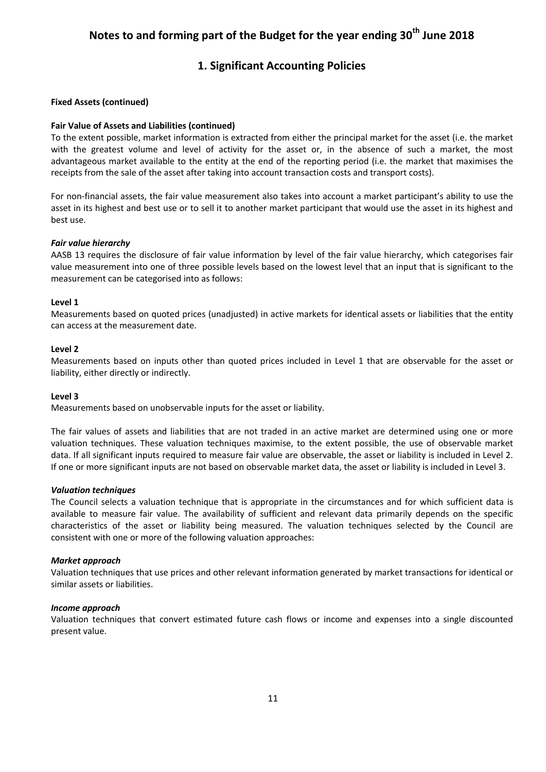# Notes to and forming part of the Budget for the year ending 30th June 2018

## 1. Significant Accounting Policies

**Fixed Assets (continued)**

**Fair Value of Assets and Liabilities (continued)**

To the extent possible, market information is extracted from either the principal market for the asset (i.e. the market with the greatest volume and level of activity for the asset or, in the absence of such a market, the most advantageous market available to the entity at the end of the reporting period (i.e. the market that maximises the receipts from the sale of the asset after taking into account transaction costs and transport costs).

For non-financial assets, the fair value measurement also takes into account a market participant's ability to use the asset in its highest and best use or to sell it to another market participant that would use the asset in its highest and best use.

***Fair value hierarchy***

AASB 13 requires the disclosure of fair value information by level of the fair value hierarchy, which categorises fair value measurement into one of three possible levels based on the lowest level that an input that is significant to the measurement can be categorised into as follows:

**Level 1**

Measurements based on quoted prices (unadjusted) in active markets for identical assets or liabilities that the entity can access at the measurement date.

**Level 2**

Measurements based on inputs other than quoted prices included in Level 1 that are observable for the asset or liability, either directly or indirectly.

**Level 3**

Measurements based on unobservable inputs for the asset or liability.

The fair values of assets and liabilities that are not traded in an active market are determined using one or more valuation techniques. These valuation techniques maximise, to the extent possible, the use of observable market data. If all significant inputs required to measure fair value are observable, the asset or liability is included in Level 2. If one or more significant inputs are not based on observable market data, the asset or liability is included in Level 3.

***Valuation techniques***

The Council selects a valuation technique that is appropriate in the circumstances and for which sufficient data is available to measure fair value. The availability of sufficient and relevant data primarily depends on the specific characteristics of the asset or liability being measured. The valuation techniques selected by the Council are consistent with one or more of the following valuation approaches:

***Market approach***

Valuation techniques that use prices and other relevant information generated by market transactions for identical or similar assets or liabilities.

***Income approach***

Valuation techniques that convert estimated future cash flows or income and expenses into a single discounted present value.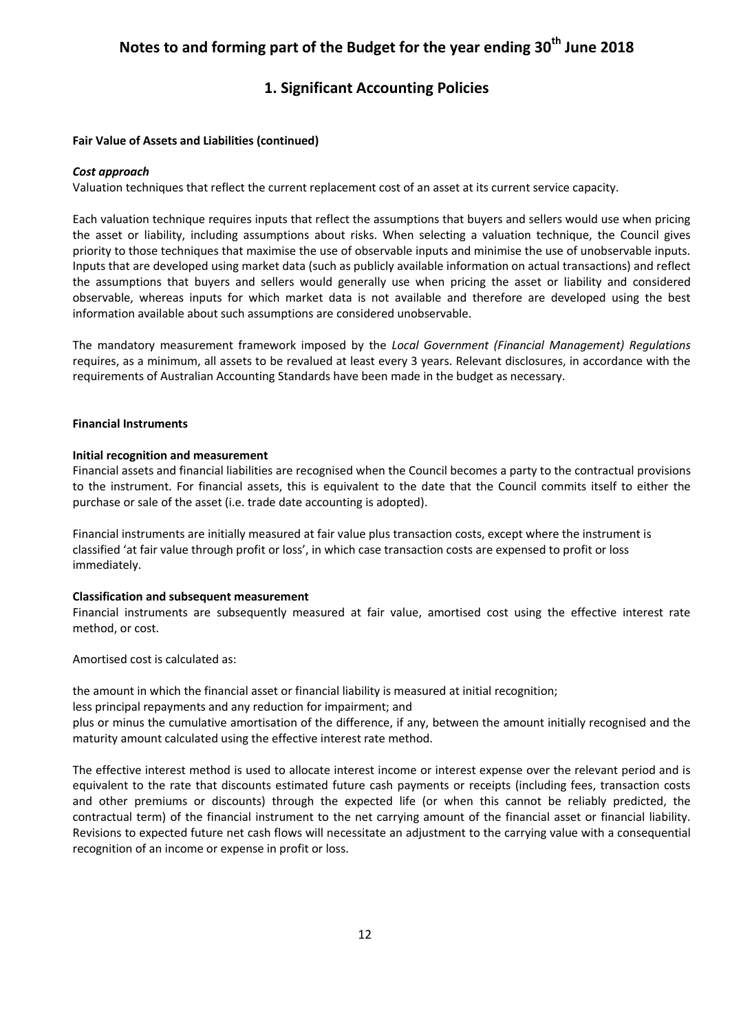# Notes to and forming part of the Budget for the year ending 30th June 2018

## 1. Significant Accounting Policies

**Fair Value of Assets and Liabilities (continued)**

***Cost approach***

Valuation techniques that reflect the current replacement cost of an asset at its current service capacity.

Each valuation technique requires inputs that reflect the assumptions that buyers and sellers would use when pricing the asset or liability, including assumptions about risks. When selecting a valuation technique, the Council gives priority to those techniques that maximise the use of observable inputs and minimise the use of unobservable inputs. Inputs that are developed using market data (such as publicly available information on actual transactions) and reflect the assumptions that buyers and sellers would generally use when pricing the asset or liability and considered observable, whereas inputs for which market data is not available and therefore are developed using the best information available about such assumptions are considered unobservable.

The mandatory measurement framework imposed by the *Local Government (Financial Management) Regulations* requires, as a minimum, all assets to be revalued at least every 3 years. Relevant disclosures, in accordance with the requirements of Australian Accounting Standards have been made in the budget as necessary.

**Financial Instruments**

**Initial recognition and measurement**

Financial assets and financial liabilities are recognised when the Council becomes a party to the contractual provisions to the instrument. For financial assets, this is equivalent to the date that the Council commits itself to either the purchase or sale of the asset (i.e. trade date accounting is adopted).

Financial instruments are initially measured at fair value plus transaction costs, except where the instrument is classified 'at fair value through profit or loss', in which case transaction costs are expensed to profit or loss immediately.

**Classification and subsequent measurement**

Financial instruments are subsequently measured at fair value, amortised cost using the effective interest rate method, or cost.

Amortised cost is calculated as:

the amount in which the financial asset or financial liability is measured at initial recognition;
less principal repayments and any reduction for impairment; and
plus or minus the cumulative amortisation of the difference, if any, between the amount initially recognised and the maturity amount calculated using the effective interest rate method.

The effective interest method is used to allocate interest income or interest expense over the relevant period and is equivalent to the rate that discounts estimated future cash payments or receipts (including fees, transaction costs and other premiums or discounts) through the expected life (or when this cannot be reliably predicted, the contractual term) of the financial instrument to the net carrying amount of the financial asset or financial liability. Revisions to expected future net cash flows will necessitate an adjustment to the carrying value with a consequential recognition of an income or expense in profit or loss.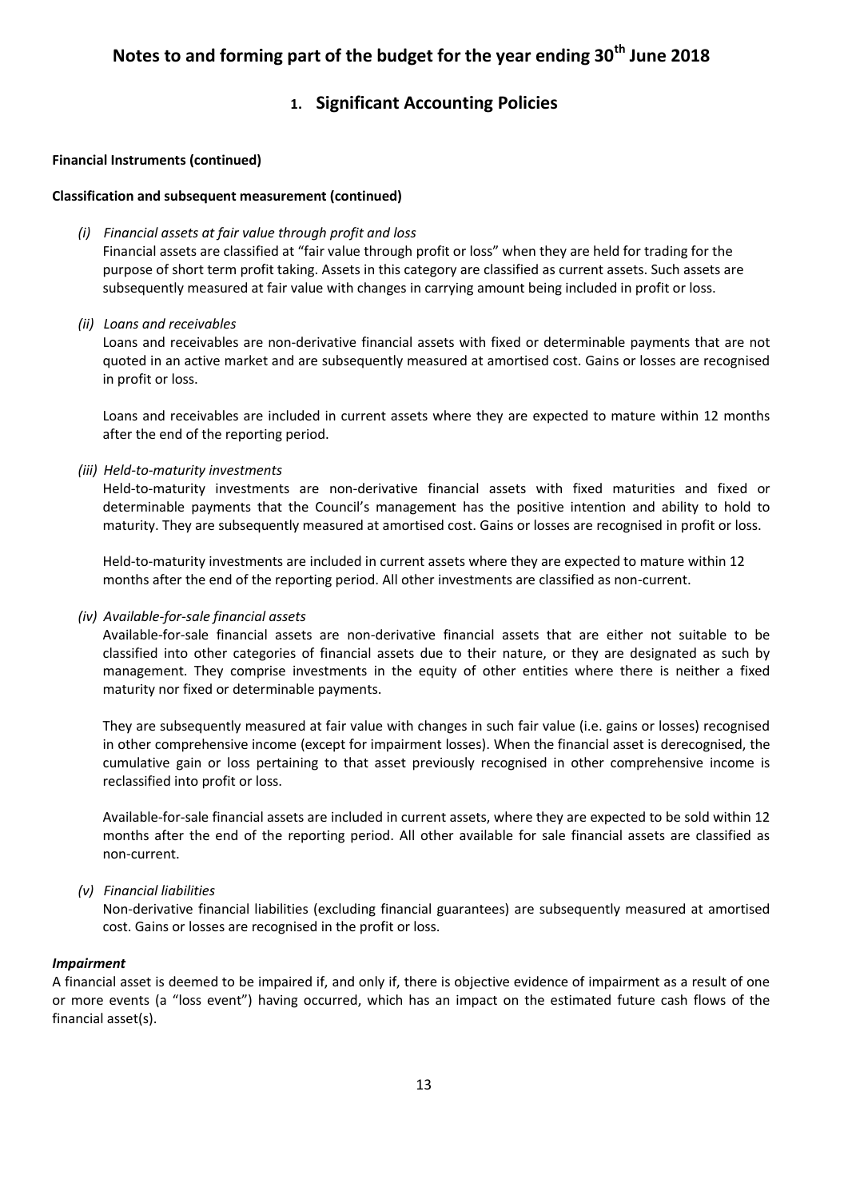# Notes to and forming part of the budget for the year ending 30th June 2018

## 1. Significant Accounting Policies

**Financial Instruments (continued)**

**Classification and subsequent measurement (continued)**

*(i) Financial assets at fair value through profit and loss*

Financial assets are classified at "fair value through profit or loss" when they are held for trading for the purpose of short term profit taking. Assets in this category are classified as current assets. Such assets are subsequently measured at fair value with changes in carrying amount being included in profit or loss.

*(ii) Loans and receivables*

Loans and receivables are non-derivative financial assets with fixed or determinable payments that are not quoted in an active market and are subsequently measured at amortised cost. Gains or losses are recognised in profit or loss.

Loans and receivables are included in current assets where they are expected to mature within 12 months after the end of the reporting period.

*(iii) Held-to-maturity investments*

Held-to-maturity investments are non-derivative financial assets with fixed maturities and fixed or determinable payments that the Council's management has the positive intention and ability to hold to maturity. They are subsequently measured at amortised cost. Gains or losses are recognised in profit or loss.

Held-to-maturity investments are included in current assets where they are expected to mature within 12 months after the end of the reporting period. All other investments are classified as non-current.

*(iv) Available-for-sale financial assets*

Available-for-sale financial assets are non-derivative financial assets that are either not suitable to be classified into other categories of financial assets due to their nature, or they are designated as such by management. They comprise investments in the equity of other entities where there is neither a fixed maturity nor fixed or determinable payments.

They are subsequently measured at fair value with changes in such fair value (i.e. gains or losses) recognised in other comprehensive income (except for impairment losses). When the financial asset is derecognised, the cumulative gain or loss pertaining to that asset previously recognised in other comprehensive income is reclassified into profit or loss.

Available-for-sale financial assets are included in current assets, where they are expected to be sold within 12 months after the end of the reporting period. All other available for sale financial assets are classified as non-current.

*(v) Financial liabilities*

Non-derivative financial liabilities (excluding financial guarantees) are subsequently measured at amortised cost. Gains or losses are recognised in the profit or loss.

***Impairment***

A financial asset is deemed to be impaired if, and only if, there is objective evidence of impairment as a result of one or more events (a "loss event") having occurred, which has an impact on the estimated future cash flows of the financial asset(s).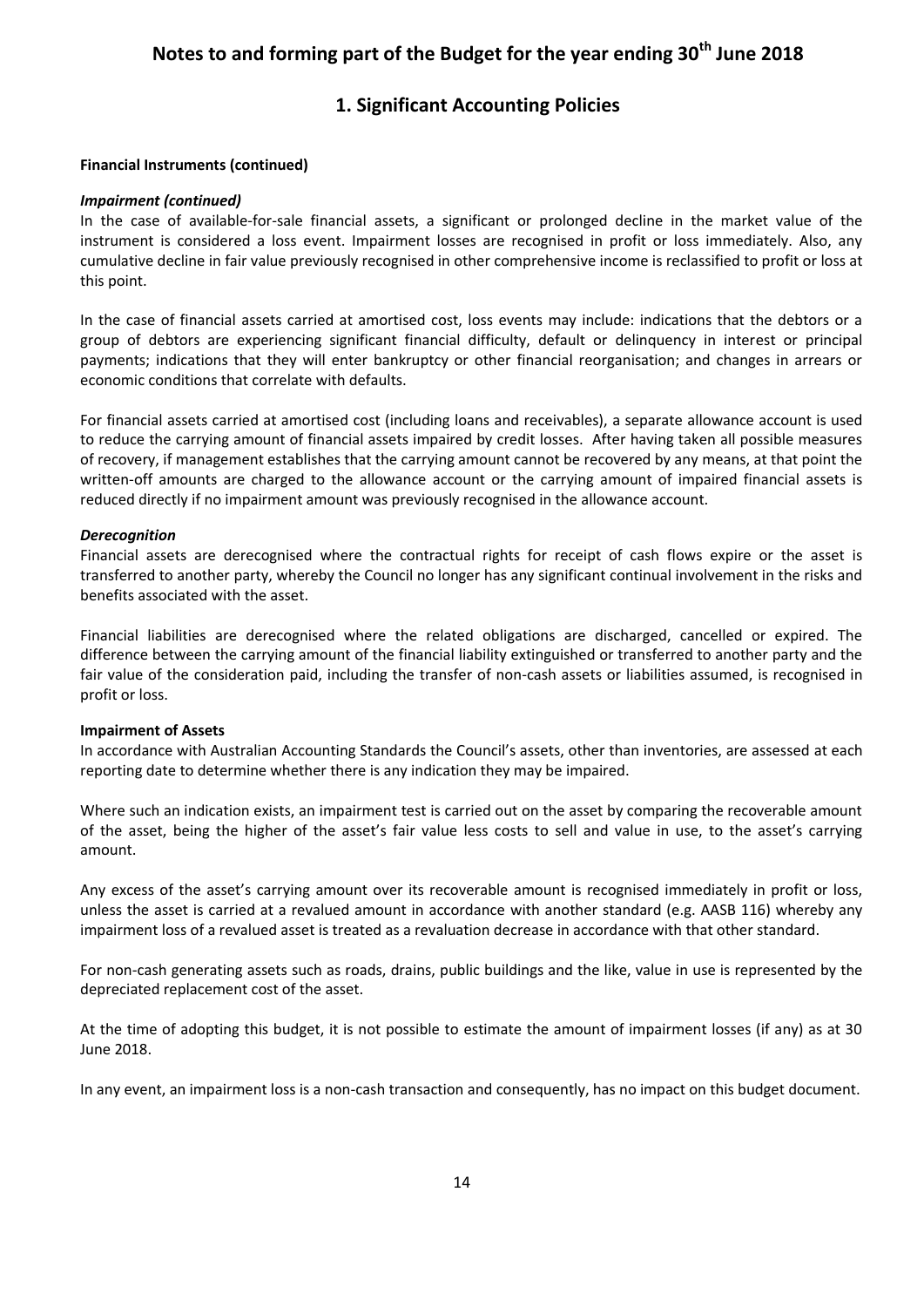# Notes to and forming part of the Budget for the year ending 30th June 2018

## 1. Significant Accounting Policies

**Financial Instruments (continued)**

***Impairment (continued)***

In the case of available-for-sale financial assets, a significant or prolonged decline in the market value of the instrument is considered a loss event. Impairment losses are recognised in profit or loss immediately. Also, any cumulative decline in fair value previously recognised in other comprehensive income is reclassified to profit or loss at this point.

In the case of financial assets carried at amortised cost, loss events may include: indications that the debtors or a group of debtors are experiencing significant financial difficulty, default or delinquency in interest or principal payments; indications that they will enter bankruptcy or other financial reorganisation; and changes in arrears or economic conditions that correlate with defaults.

For financial assets carried at amortised cost (including loans and receivables), a separate allowance account is used to reduce the carrying amount of financial assets impaired by credit losses. After having taken all possible measures of recovery, if management establishes that the carrying amount cannot be recovered by any means, at that point the written-off amounts are charged to the allowance account or the carrying amount of impaired financial assets is reduced directly if no impairment amount was previously recognised in the allowance account.

***Derecognition***

Financial assets are derecognised where the contractual rights for receipt of cash flows expire or the asset is transferred to another party, whereby the Council no longer has any significant continual involvement in the risks and benefits associated with the asset.

Financial liabilities are derecognised where the related obligations are discharged, cancelled or expired. The difference between the carrying amount of the financial liability extinguished or transferred to another party and the fair value of the consideration paid, including the transfer of non-cash assets or liabilities assumed, is recognised in profit or loss.

**Impairment of Assets**

In accordance with Australian Accounting Standards the Council's assets, other than inventories, are assessed at each reporting date to determine whether there is any indication they may be impaired.

Where such an indication exists, an impairment test is carried out on the asset by comparing the recoverable amount of the asset, being the higher of the asset's fair value less costs to sell and value in use, to the asset's carrying amount.

Any excess of the asset's carrying amount over its recoverable amount is recognised immediately in profit or loss, unless the asset is carried at a revalued amount in accordance with another standard (e.g. AASB 116) whereby any impairment loss of a revalued asset is treated as a revaluation decrease in accordance with that other standard.

For non-cash generating assets such as roads, drains, public buildings and the like, value in use is represented by the depreciated replacement cost of the asset.

At the time of adopting this budget, it is not possible to estimate the amount of impairment losses (if any) as at 30 June 2018.

In any event, an impairment loss is a non-cash transaction and consequently, has no impact on this budget document.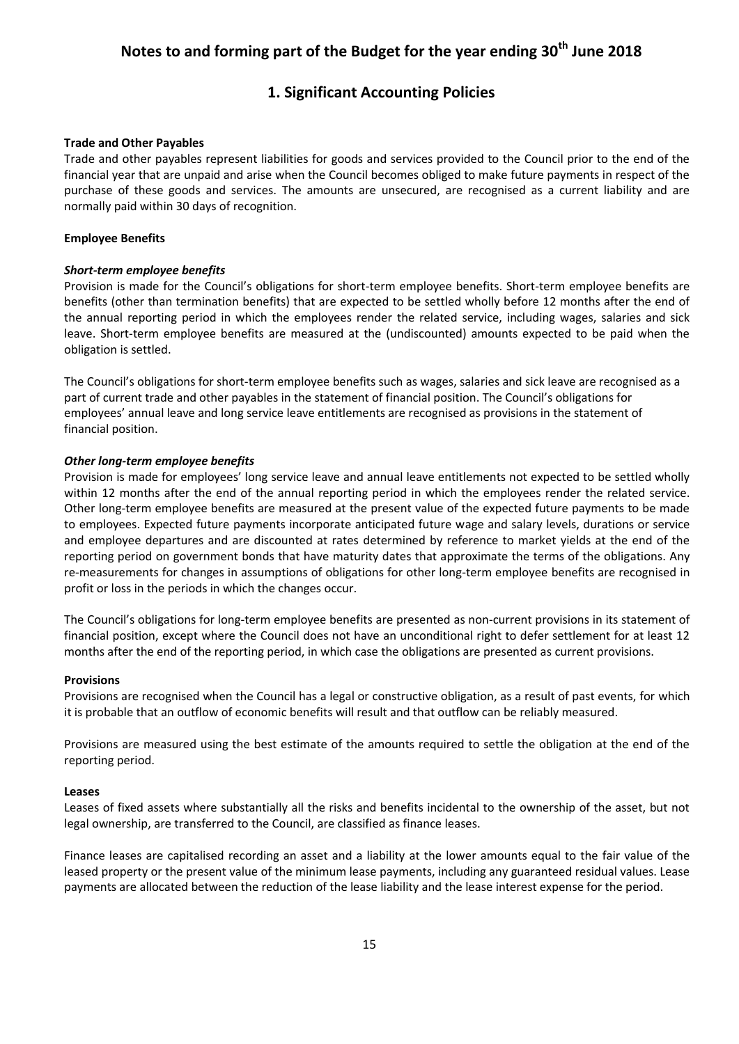# Notes to and forming part of the Budget for the year ending 30th June 2018

## 1. Significant Accounting Policies

**Trade and Other Payables**

Trade and other payables represent liabilities for goods and services provided to the Council prior to the end of the financial year that are unpaid and arise when the Council becomes obliged to make future payments in respect of the purchase of these goods and services. The amounts are unsecured, are recognised as a current liability and are normally paid within 30 days of recognition.

**Employee Benefits**

***Short-term employee benefits***

Provision is made for the Council's obligations for short-term employee benefits. Short-term employee benefits are benefits (other than termination benefits) that are expected to be settled wholly before 12 months after the end of the annual reporting period in which the employees render the related service, including wages, salaries and sick leave. Short-term employee benefits are measured at the (undiscounted) amounts expected to be paid when the obligation is settled.

The Council's obligations for short-term employee benefits such as wages, salaries and sick leave are recognised as a part of current trade and other payables in the statement of financial position. The Council's obligations for employees' annual leave and long service leave entitlements are recognised as provisions in the statement of financial position.

***Other long-term employee benefits***

Provision is made for employees' long service leave and annual leave entitlements not expected to be settled wholly within 12 months after the end of the annual reporting period in which the employees render the related service. Other long-term employee benefits are measured at the present value of the expected future payments to be made to employees. Expected future payments incorporate anticipated future wage and salary levels, durations or service and employee departures and are discounted at rates determined by reference to market yields at the end of the reporting period on government bonds that have maturity dates that approximate the terms of the obligations. Any re-measurements for changes in assumptions of obligations for other long-term employee benefits are recognised in profit or loss in the periods in which the changes occur.

The Council's obligations for long-term employee benefits are presented as non-current provisions in its statement of financial position, except where the Council does not have an unconditional right to defer settlement for at least 12 months after the end of the reporting period, in which case the obligations are presented as current provisions.

**Provisions**

Provisions are recognised when the Council has a legal or constructive obligation, as a result of past events, for which it is probable that an outflow of economic benefits will result and that outflow can be reliably measured.

Provisions are measured using the best estimate of the amounts required to settle the obligation at the end of the reporting period.

**Leases**

Leases of fixed assets where substantially all the risks and benefits incidental to the ownership of the asset, but not legal ownership, are transferred to the Council, are classified as finance leases.

Finance leases are capitalised recording an asset and a liability at the lower amounts equal to the fair value of the leased property or the present value of the minimum lease payments, including any guaranteed residual values. Lease payments are allocated between the reduction of the lease liability and the lease interest expense for the period.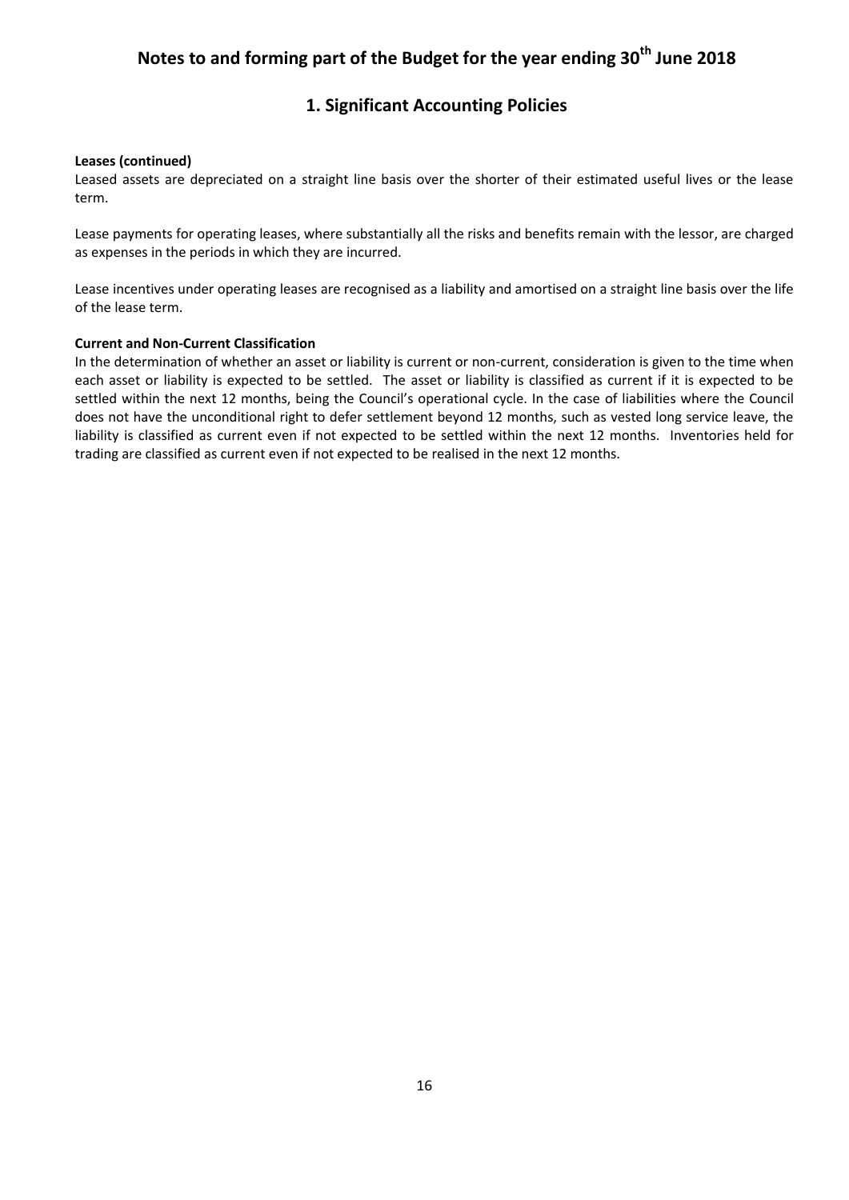# Notes to and forming part of the Budget for the year ending 30th June 2018

## 1. Significant Accounting Policies

**Leases (continued)**

Leased assets are depreciated on a straight line basis over the shorter of their estimated useful lives or the lease term.

Lease payments for operating leases, where substantially all the risks and benefits remain with the lessor, are charged as expenses in the periods in which they are incurred.

Lease incentives under operating leases are recognised as a liability and amortised on a straight line basis over the life of the lease term.

**Current and Non-Current Classification**

In the determination of whether an asset or liability is current or non-current, consideration is given to the time when each asset or liability is expected to be settled. The asset or liability is classified as current if it is expected to be settled within the next 12 months, being the Council's operational cycle. In the case of liabilities where the Council does not have the unconditional right to defer settlement beyond 12 months, such as vested long service leave, the liability is classified as current even if not expected to be settled within the next 12 months. Inventories held for trading are classified as current even if not expected to be realised in the next 12 months.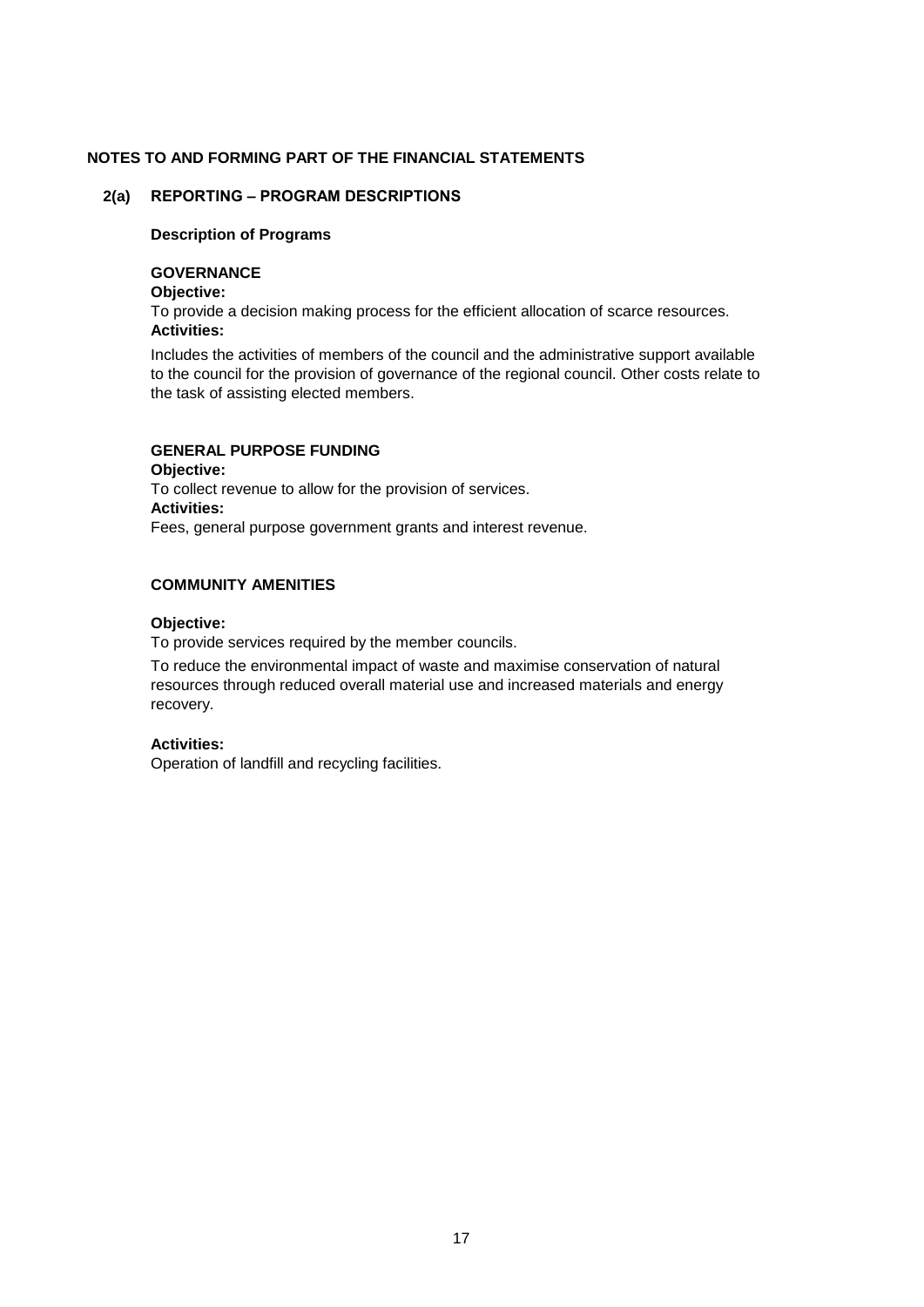## NOTES TO AND FORMING PART OF THE FINANCIAL STATEMENTS

### 2(a) REPORTING – PROGRAM DESCRIPTIONS

**Description of Programs**

**GOVERNANCE**

**Objective:**

To provide a decision making process for the efficient allocation of scarce resources.

**Activities:**

Includes the activities of members of the council and the administrative support available to the council for the provision of governance of the regional council. Other costs relate to the task of assisting elected members.

**GENERAL PURPOSE FUNDING**

**Objective:**

To collect revenue to allow for the provision of services.

**Activities:**

Fees, general purpose government grants and interest revenue.

**COMMUNITY AMENITIES**

**Objective:**

To provide services required by the member councils.

To reduce the environmental impact of waste and maximise conservation of natural resources through reduced overall material use and increased materials and energy recovery.

**Activities:**

Operation of landfill and recycling facilities.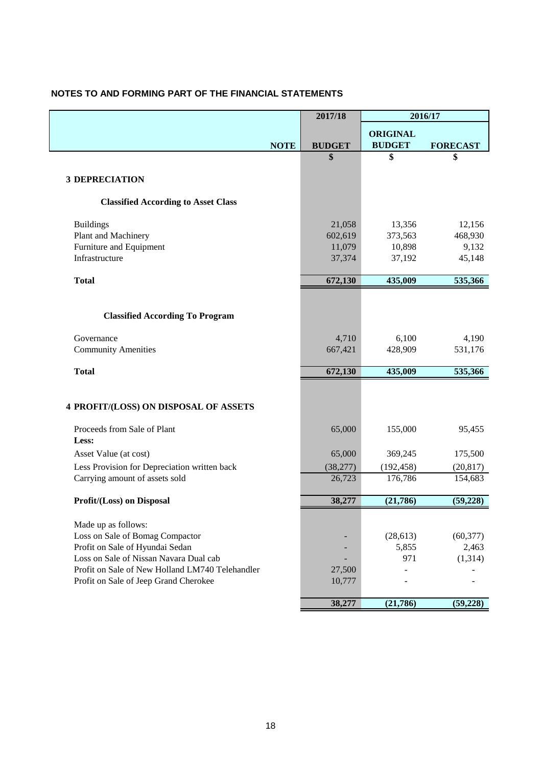## NOTES TO AND FORMING PART OF THE FINANCIAL STATEMENTS

| | NOTE | 2017/18 BUDGET | 2016/17 ORIGINAL BUDGET | 2016/17 FORECAST |
|---|---|---|---|---|
| | | $ | $ | $ |
| **3 DEPRECIATION** | | | | |
| **Classified According to Asset Class** | | | | |
| Buildings | | 21,058 | 13,356 | 12,156 |
| Plant and Machinery | | 602,619 | 373,563 | 468,930 |
| Furniture and Equipment | | 11,079 | 10,898 | 9,132 |
| Infrastructure | | 37,374 | 37,192 | 45,148 |
| **Total** | | **672,130** | **435,009** | **535,366** |
| **Classified According To Program** | | | | |
| Governance | | 4,710 | 6,100 | 4,190 |
| Community Amenities | | 667,421 | 428,909 | 531,176 |
| **Total** | | **672,130** | **435,009** | **535,366** |
| **4 PROFIT/(LOSS) ON DISPOSAL OF ASSETS** | | | | |
| Proceeds from Sale of Plant | | 65,000 | 155,000 | 95,455 |
| **Less:** | | | | |
| Asset Value (at cost) | | 65,000 | 369,245 | 175,500 |
| Less Provision for Depreciation written back | | (38,277) | (192,458) | (20,817) |
| Carrying amount of assets sold | | 26,723 | 176,786 | 154,683 |
| **Profit/(Loss) on Disposal** | | **38,277** | **(21,786)** | **(59,228)** |
| Made up as follows: | | | | |
| Loss on Sale of Bomag Compactor | | - | (28,613) | (60,377) |
| Profit on Sale of Hyundai Sedan | | - | 5,855 | 2,463 |
| Loss on Sale of Nissan Navara Dual cab | | - | 971 | (1,314) |
| Profit on Sale of New Holland LM740 Telehandler | | 27,500 | - | - |
| Profit on Sale of Jeep Grand Cherokee | | 10,777 | - | - |
| | | **38,277** | **(21,786)** | **(59,228)** |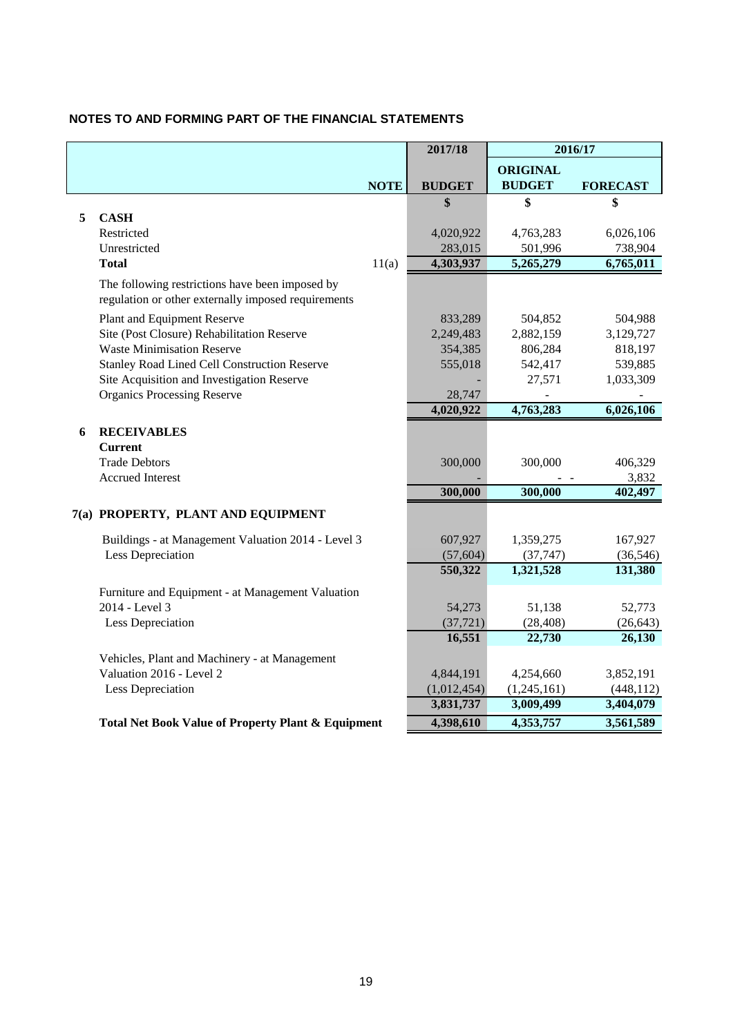## NOTES TO AND FORMING PART OF THE FINANCIAL STATEMENTS

| | | NOTE | 2017/18 BUDGET | 2016/17 ORIGINAL BUDGET | 2016/17 FORECAST |
|---|---|---|---|---|---|
| | | | $ | $ | $ |
| **5** | **CASH** | | | | |
| | Restricted | | 4,020,922 | 4,763,283 | 6,026,106 |
| | Unrestricted | | 283,015 | 501,996 | 738,904 |
| | **Total** | 11(a) | **4,303,937** | **5,265,279** | **6,765,011** |
| | The following restrictions have been imposed by regulation or other externally imposed requirements | | | | |
| | Plant and Equipment Reserve | | 833,289 | 504,852 | 504,988 |
| | Site (Post Closure) Rehabilitation Reserve | | 2,249,483 | 2,882,159 | 3,129,727 |
| | Waste Minimisation Reserve | | 354,385 | 806,284 | 818,197 |
| | Stanley Road Lined Cell Construction Reserve | | 555,018 | 542,417 | 539,885 |
| | Site Acquisition and Investigation Reserve | | - | 27,571 | 1,033,309 |
| | Organics Processing Reserve | | 28,747 | - | - |
| | | | **4,020,922** | **4,763,283** | **6,026,106** |
| **6** | **RECEIVABLES** | | | | |
| | **Current** | | | | |
| | Trade Debtors | | 300,000 | 300,000 | 406,329 |
| | Accrued Interest | | - | - - | 3,832 |
| | | | **300,000** | **300,000** | **402,497** |
| **7(a)** | **PROPERTY, PLANT AND EQUIPMENT** | | | | |
| | Buildings - at Management Valuation 2014 - Level 3 | | 607,927 | 1,359,275 | 167,927 |
| | Less Depreciation | | (57,604) | (37,747) | (36,546) |
| | | | **550,322** | **1,321,528** | **131,380** |
| | Furniture and Equipment - at Management Valuation 2014 - Level 3 | | 54,273 | 51,138 | 52,773 |
| | Less Depreciation | | (37,721) | (28,408) | (26,643) |
| | | | **16,551** | **22,730** | **26,130** |
| | Vehicles, Plant and Machinery - at Management Valuation 2016 - Level 2 | | 4,844,191 | 4,254,660 | 3,852,191 |
| | Less Depreciation | | (1,012,454) | (1,245,161) | (448,112) |
| | | | **3,831,737** | **3,009,499** | **3,404,079** |
| | **Total Net Book Value of Property Plant & Equipment** | | **4,398,610** | **4,353,757** | **3,561,589** |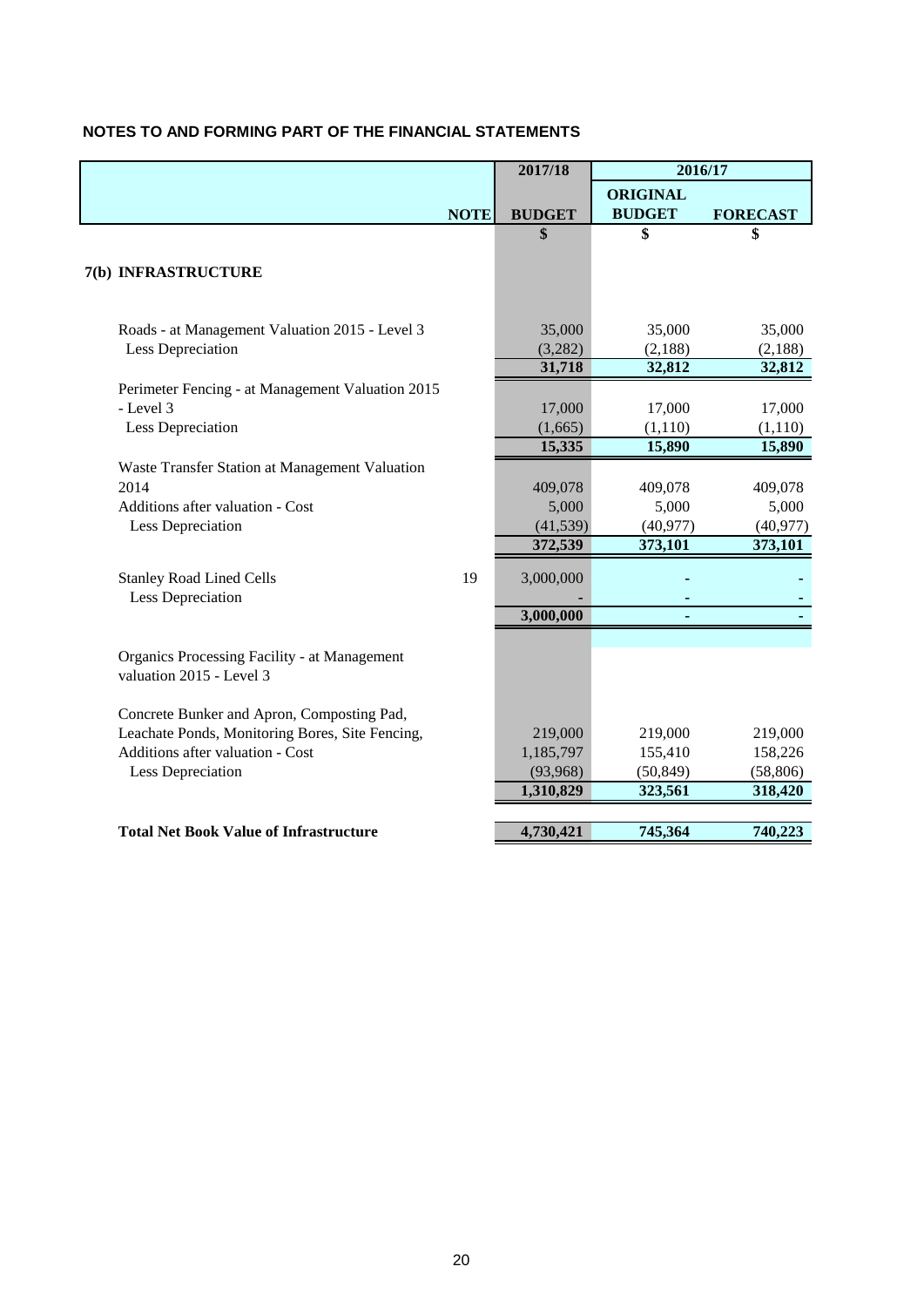## NOTES TO AND FORMING PART OF THE FINANCIAL STATEMENTS

| | NOTE | 2017/18 | 2016/17 | |
|---|---|---|---|---|
| | | | ORIGINAL | |
| | | BUDGET | BUDGET | FORECAST |
| | | $ | $ | $ |
| **7(b) INFRASTRUCTURE** | | | | |
| Roads - at Management Valuation 2015 - Level 3 | | 35,000 | 35,000 | 35,000 |
| Less Depreciation | | (3,282) | (2,188) | (2,188) |
| | | **31,718** | **32,812** | **32,812** |
| Perimeter Fencing - at Management Valuation 2015 - Level 3 | | 17,000 | 17,000 | 17,000 |
| Less Depreciation | | (1,665) | (1,110) | (1,110) |
| | | **15,335** | **15,890** | **15,890** |
| Waste Transfer Station at Management Valuation 2014 | | 409,078 | 409,078 | 409,078 |
| Additions after valuation - Cost | | 5,000 | 5,000 | 5,000 |
| Less Depreciation | | (41,539) | (40,977) | (40,977) |
| | | **372,539** | **373,101** | **373,101** |
| Stanley Road Lined Cells | 19 | 3,000,000 | - | - |
| Less Depreciation | | - | - | - |
| | | **3,000,000** | **-** | **-** |
| Organics Processing Facility - at Management valuation 2015 - Level 3 | | | | |
| Concrete Bunker and Apron, Composting Pad, Leachate Ponds, Monitoring Bores, Site Fencing, | | 219,000 | 219,000 | 219,000 |
| Additions after valuation - Cost | | 1,185,797 | 155,410 | 158,226 |
| Less Depreciation | | (93,968) | (50,849) | (58,806) |
| | | **1,310,829** | **323,561** | **318,420** |
| **Total Net Book Value of Infrastructure** | | **4,730,421** | **745,364** | **740,223** |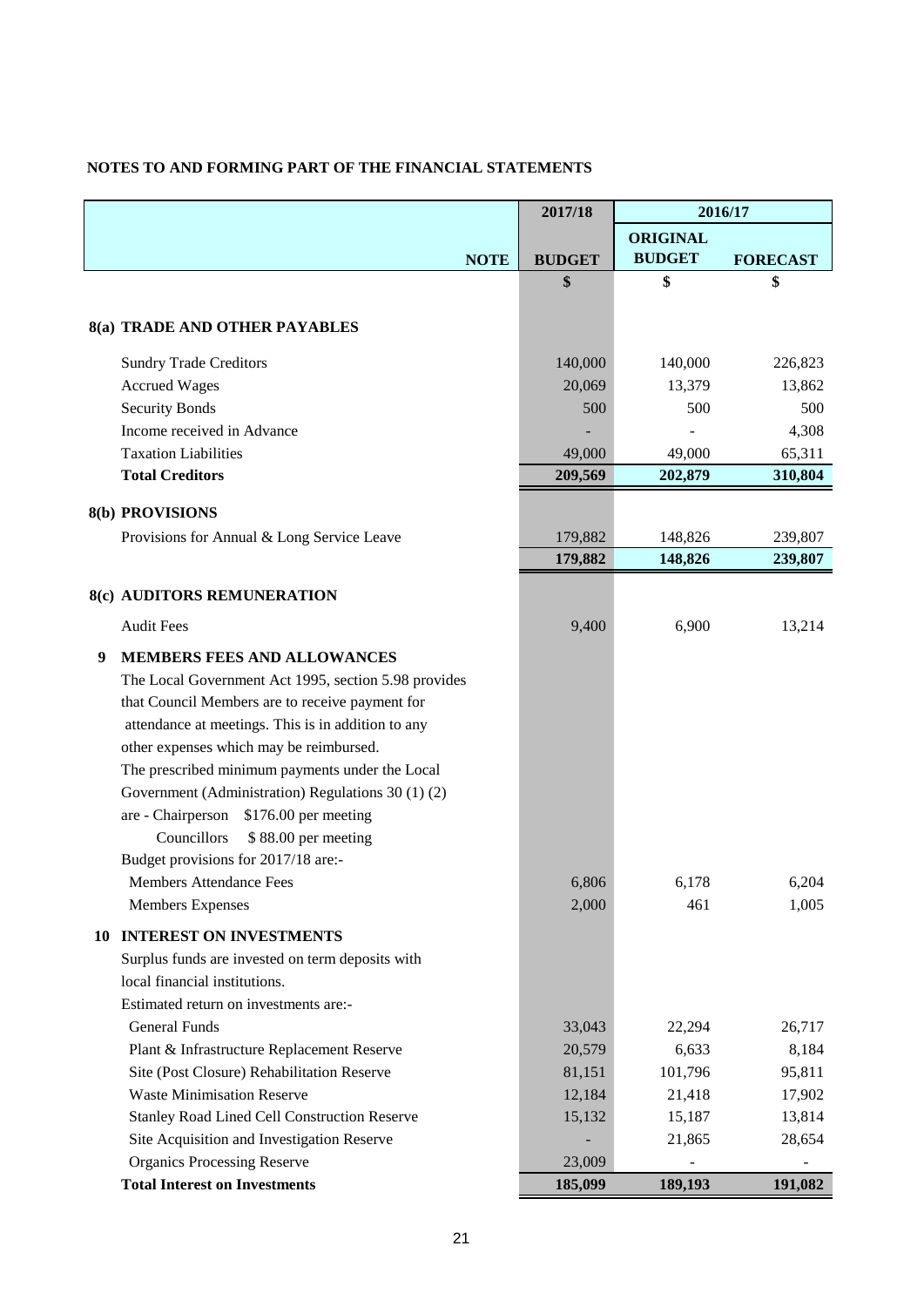## NOTES TO AND FORMING PART OF THE FINANCIAL STATEMENTS

| | NOTE | 2017/18 BUDGET | 2016/17 ORIGINAL BUDGET | 2016/17 FORECAST |
|---|---|---|---|---|
| | | $ | $ | $ |
| **8(a) TRADE AND OTHER PAYABLES** | | | | |
| Sundry Trade Creditors | | 140,000 | 140,000 | 226,823 |
| Accrued Wages | | 20,069 | 13,379 | 13,862 |
| Security Bonds | | 500 | 500 | 500 |
| Income received in Advance | | - | - | 4,308 |
| Taxation Liabilities | | 49,000 | 49,000 | 65,311 |
| **Total Creditors** | | **209,569** | **202,879** | **310,804** |
| **8(b) PROVISIONS** | | | | |
| Provisions for Annual & Long Service Leave | | 179,882 | 148,826 | 239,807 |
| | | **179,882** | **148,826** | **239,807** |
| **8(c) AUDITORS REMUNERATION** | | | | |
| Audit Fees | | 9,400 | 6,900 | 13,214 |
| **9 MEMBERS FEES AND ALLOWANCES** | | | | |
| The Local Government Act 1995, section 5.98 provides that Council Members are to receive payment for attendance at meetings. This is in addition to any other expenses which may be reimbursed. The prescribed minimum payments under the Local Government (Administration) Regulations 30 (1) (2) are - Chairperson $176.00 per meeting; Councillors $ 88.00 per meeting | | | | |
| Budget provisions for 2017/18 are:- | | | | |
| Members Attendance Fees | | 6,806 | 6,178 | 6,204 |
| Members Expenses | | 2,000 | 461 | 1,005 |
| **10 INTEREST ON INVESTMENTS** | | | | |
| Surplus funds are invested on term deposits with local financial institutions. | | | | |
| Estimated return on investments are:- | | | | |
| General Funds | | 33,043 | 22,294 | 26,717 |
| Plant & Infrastructure Replacement Reserve | | 20,579 | 6,633 | 8,184 |
| Site (Post Closure) Rehabilitation Reserve | | 81,151 | 101,796 | 95,811 |
| Waste Minimisation Reserve | | 12,184 | 21,418 | 17,902 |
| Stanley Road Lined Cell Construction Reserve | | 15,132 | 15,187 | 13,814 |
| Site Acquisition and Investigation Reserve | | - | 21,865 | 28,654 |
| Organics Processing Reserve | | 23,009 | - | - |
| **Total Interest on Investments** | | **185,099** | **189,193** | **191,082** |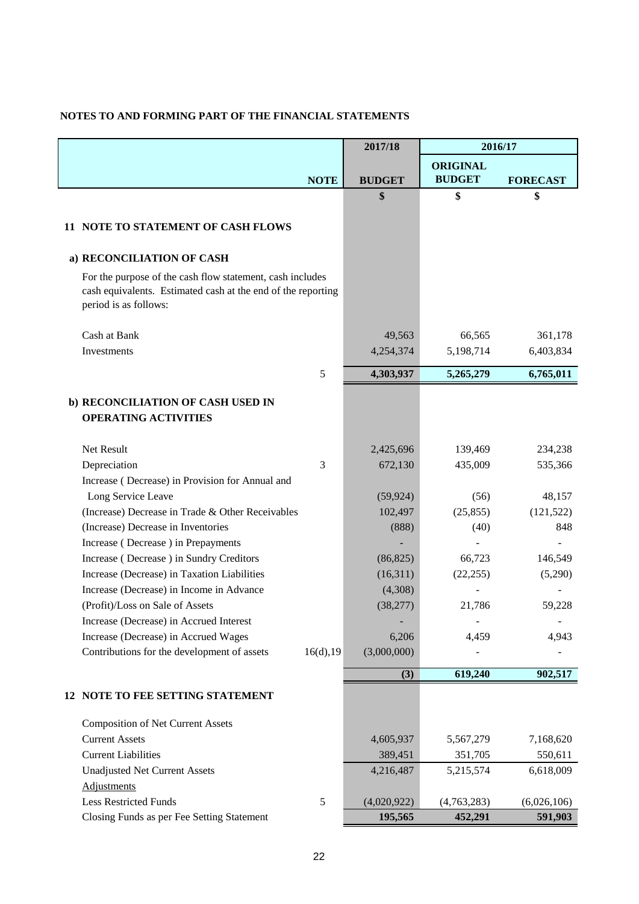## NOTES TO AND FORMING PART OF THE FINANCIAL STATEMENTS

| | NOTE | 2017/18 BUDGET | 2016/17 ORIGINAL BUDGET | 2016/17 FORECAST |
|---|---|---|---|---|
| | | $ | $ | $ |
| **11 NOTE TO STATEMENT OF CASH FLOWS** | | | | |
| **a) RECONCILIATION OF CASH** | | | | |
| For the purpose of the cash flow statement, cash includes cash equivalents. Estimated cash at the end of the reporting period is as follows: | | | | |
| Cash at Bank | | 49,563 | 66,565 | 361,178 |
| Investments | | 4,254,374 | 5,198,714 | 6,403,834 |
| | 5 | **4,303,937** | **5,265,279** | **6,765,011** |
| **b) RECONCILIATION OF CASH USED IN OPERATING ACTIVITIES** | | | | |
| Net Result | | 2,425,696 | 139,469 | 234,238 |
| Depreciation | 3 | 672,130 | 435,009 | 535,366 |
| Increase ( Decrease) in Provision for Annual and Long Service Leave | | (59,924) | (56) | 48,157 |
| (Increase) Decrease in Trade & Other Receivables | | 102,497 | (25,855) | (121,522) |
| (Increase) Decrease in Inventories | | (888) | (40) | 848 |
| Increase ( Decrease ) in Prepayments | | - | - | - |
| Increase ( Decrease ) in Sundry Creditors | | (86,825) | 66,723 | 146,549 |
| Increase (Decrease) in Taxation Liabilities | | (16,311) | (22,255) | (5,290) |
| Increase (Decrease) in Income in Advance | | (4,308) | - | - |
| (Profit)/Loss on Sale of Assets | | (38,277) | 21,786 | 59,228 |
| Increase (Decrease) in Accrued Interest | | - | - | - |
| Increase (Decrease) in Accrued Wages | | 6,206 | 4,459 | 4,943 |
| Contributions for the development of assets | 16(d),19 | (3,000,000) | - | - |
| | | **(3)** | **619,240** | **902,517** |
| **12 NOTE TO FEE SETTING STATEMENT** | | | | |
| Composition of Net Current Assets | | | | |
| Current Assets | | 4,605,937 | 5,567,279 | 7,168,620 |
| Current Liabilities | | 389,451 | 351,705 | 550,611 |
| Unadjusted Net Current Assets | | 4,216,487 | 5,215,574 | 6,618,009 |
| Adjustments | | | | |
| Less Restricted Funds | 5 | (4,020,922) | (4,763,283) | (6,026,106) |
| Closing Funds as per Fee Setting Statement | | **195,565** | **452,291** | **591,903** |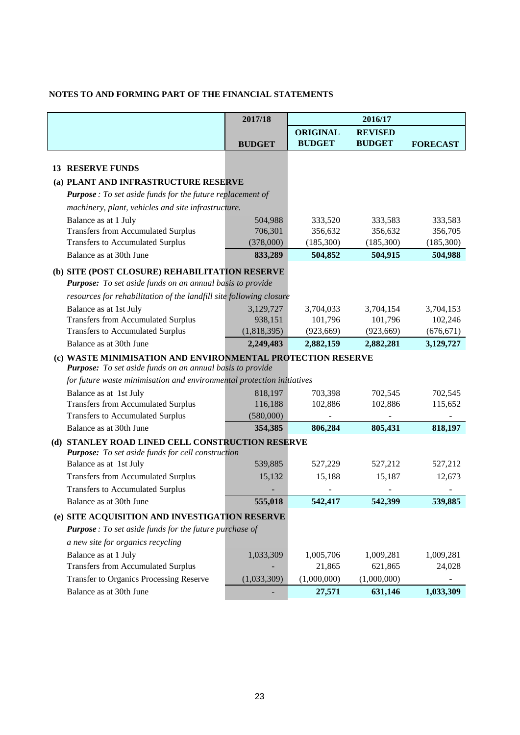**NOTES TO AND FORMING PART OF THE FINANCIAL STATEMENTS**

| | 2017/18 | 2016/17 | | |
|---|---|---|---|---|
| | BUDGET | ORIGINAL BUDGET | REVISED BUDGET | FORECAST |
| **13 RESERVE FUNDS** | | | | |
| **(a) PLANT AND INFRASTRUCTURE RESERVE** | | | | |
| ***Purpose*** *: To set aside funds for the future replacement of machinery, plant, vehicles and site infrastructure.* | | | | |
| Balance as at 1 July | 504,988 | 333,520 | 333,583 | 333,583 |
| Transfers from Accumulated Surplus | 706,301 | 356,632 | 356,632 | 356,705 |
| Transfers to Accumulated Surplus | (378,000) | (185,300) | (185,300) | (185,300) |
| Balance as at 30th June | **833,289** | **504,852** | **504,915** | **504,988** |
| **(b) SITE (POST CLOSURE) REHABILITATION RESERVE** | | | | |
| ***Purpose:*** *To set aside funds on an annual basis to provide resources for rehabilitation of the landfill site following closure* | | | | |
| Balance as at 1st July | 3,129,727 | 3,704,033 | 3,704,154 | 3,704,153 |
| Transfers from Accumulated Surplus | 938,151 | 101,796 | 101,796 | 102,246 |
| Transfers to Accumulated Surplus | (1,818,395) | (923,669) | (923,669) | (676,671) |
| Balance as at 30th June | **2,249,483** | **2,882,159** | **2,882,281** | **3,129,727** |
| **(c) WASTE MINIMISATION AND ENVIRONMENTAL PROTECTION RESERVE** | | | | |
| ***Purpose:*** *To set aside funds on an annual basis to provide for future waste minimisation and environmental protection initiatives* | | | | |
| Balance as at 1st July | 818,197 | 703,398 | 702,545 | 702,545 |
| Transfers from Accumulated Surplus | 116,188 | 102,886 | 102,886 | 115,652 |
| Transfers to Accumulated Surplus | (580,000) | - | - | - |
| Balance as at 30th June | **354,385** | **806,284** | **805,431** | **818,197** |
| **(d) STANLEY ROAD LINED CELL CONSTRUCTION RESERVE** | | | | |
| ***Purpose:*** *To set aside funds for cell construction* | | | | |
| Balance as at 1st July | 539,885 | 527,229 | 527,212 | 527,212 |
| Transfers from Accumulated Surplus | 15,132 | 15,188 | 15,187 | 12,673 |
| Transfers to Accumulated Surplus | - | - | - | - |
| Balance as at 30th June | **555,018** | **542,417** | **542,399** | **539,885** |
| **(e) SITE ACQUISITION AND INVESTIGATION RESERVE** | | | | |
| ***Purpose*** *: To set aside funds for the future purchase of a new site for organics recycling* | | | | |
| Balance as at 1 July | 1,033,309 | 1,005,706 | 1,009,281 | 1,009,281 |
| Transfers from Accumulated Surplus | - | 21,865 | 621,865 | 24,028 |
| Transfer to Organics Processing Reserve | (1,033,309) | (1,000,000) | (1,000,000) | - |
| Balance as at 30th June | - | **27,571** | **631,146** | **1,033,309** |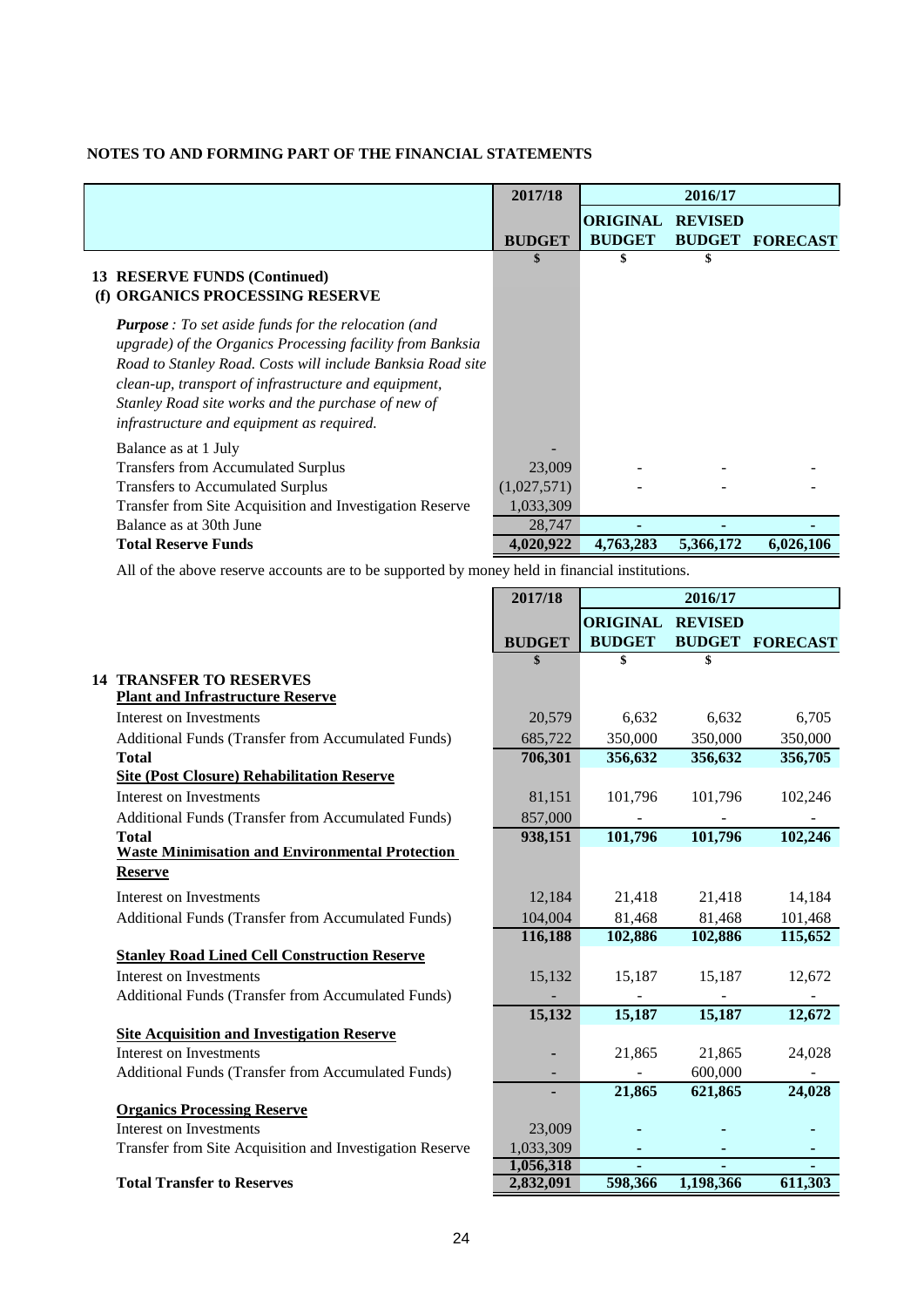## NOTES TO AND FORMING PART OF THE FINANCIAL STATEMENTS

| | 2017/18 | 2016/17 | | |
|---|---|---|---|---|
| | BUDGET | ORIGINAL BUDGET | REVISED BUDGET | FORECAST |
| | $ | $ | $ | |
| **13 RESERVE FUNDS (Continued)** | | | | |
| **(f) ORGANICS PROCESSING RESERVE** | | | | |
| ***Purpose*** *: To set aside funds for the relocation (and upgrade) of the Organics Processing facility from Banksia Road to Stanley Road. Costs will include Banksia Road site clean-up, transport of infrastructure and equipment, Stanley Road site works and the purchase of new of infrastructure and equipment as required.* | | | | |
| Balance as at 1 July | - | | | |
| Transfers from Accumulated Surplus | 23,009 | - | - | - |
| Transfers to Accumulated Surplus | (1,027,571) | - | - | - |
| Transfer from Site Acquisition and Investigation Reserve | 1,033,309 | | | |
| Balance as at 30th June | 28,747 | - | - | - |
| **Total Reserve Funds** | **4,020,922** | **4,763,283** | **5,366,172** | **6,026,106** |

All of the above reserve accounts are to be supported by money held in financial institutions.

| | 2017/18 | 2016/17 | | |
|---|---|---|---|---|
| | BUDGET | ORIGINAL BUDGET | REVISED BUDGET | FORECAST |
| | $ | $ | $ | |
| **14 TRANSFER TO RESERVES** | | | | |
| **Plant and Infrastructure Reserve** | | | | |
| Interest on Investments | 20,579 | 6,632 | 6,632 | 6,705 |
| Additional Funds (Transfer from Accumulated Funds) | 685,722 | 350,000 | 350,000 | 350,000 |
| **Total** | **706,301** | **356,632** | **356,632** | **356,705** |
| **Site (Post Closure) Rehabilitation Reserve** | | | | |
| Interest on Investments | 81,151 | 101,796 | 101,796 | 102,246 |
| Additional Funds (Transfer from Accumulated Funds) | 857,000 | - | - | - |
| **Total** | **938,151** | **101,796** | **101,796** | **102,246** |
| **Waste Minimisation and Environmental Protection Reserve** | | | | |
| Interest on Investments | 12,184 | 21,418 | 21,418 | 14,184 |
| Additional Funds (Transfer from Accumulated Funds) | 104,004 | 81,468 | 81,468 | 101,468 |
| | **116,188** | **102,886** | **102,886** | **115,652** |
| **Stanley Road Lined Cell Construction Reserve** | | | | |
| Interest on Investments | 15,132 | 15,187 | 15,187 | 12,672 |
| Additional Funds (Transfer from Accumulated Funds) | - | - | - | - |
| | **15,132** | **15,187** | **15,187** | **12,672** |
| **Site Acquisition and Investigation Reserve** | | | | |
| Interest on Investments | - | 21,865 | 21,865 | 24,028 |
| Additional Funds (Transfer from Accumulated Funds) | - | - | 600,000 | - |
| | **-** | **21,865** | **621,865** | **24,028** |
| **Organics Processing Reserve** | | | | |
| Interest on Investments | 23,009 | - | - | - |
| Transfer from Site Acquisition and Investigation Reserve | 1,033,309 | - | - | - |
| | **1,056,318** | **-** | **-** | **-** |
| **Total Transfer to Reserves** | **2,832,091** | **598,366** | **1,198,366** | **611,303** |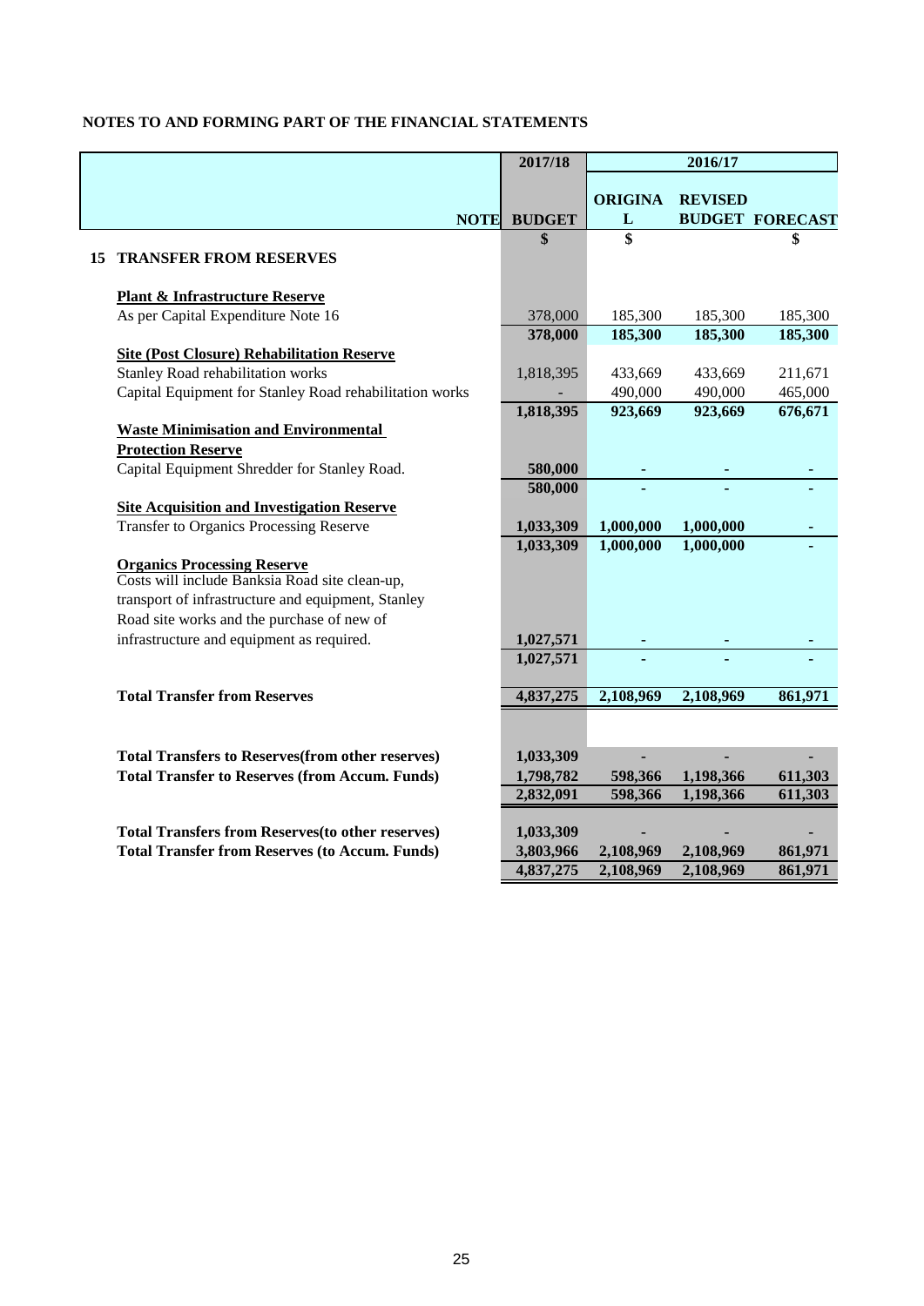## NOTES TO AND FORMING PART OF THE FINANCIAL STATEMENTS

| | NOTE | 2017/18 BUDGET | 2016/17 ORIGINAL | 2016/17 REVISED BUDGET | 2016/17 FORECAST |
|---|---|---|---|---|---|
| | | $ | $ | | $ |
| **15 TRANSFER FROM RESERVES** | | | | | |
| **Plant & Infrastructure Reserve** | | | | | |
| As per Capital Expenditure Note 16 | | 378,000 | 185,300 | 185,300 | 185,300 |
| | | **378,000** | **185,300** | **185,300** | **185,300** |
| **Site (Post Closure) Rehabilitation Reserve** | | | | | |
| Stanley Road rehabilitation works | | 1,818,395 | 433,669 | 433,669 | 211,671 |
| Capital Equipment for Stanley Road rehabilitation works | | - | 490,000 | 490,000 | 465,000 |
| | | **1,818,395** | **923,669** | **923,669** | **676,671** |
| **Waste Minimisation and Environmental Protection Reserve** | | | | | |
| Capital Equipment Shredder for Stanley Road. | | **580,000** | - | - | - |
| | | **580,000** | - | - | - |
| **Site Acquisition and Investigation Reserve** | | | | | |
| Transfer to Organics Processing Reserve | | **1,033,309** | **1,000,000** | **1,000,000** | - |
| | | **1,033,309** | **1,000,000** | **1,000,000** | - |
| **Organics Processing Reserve** | | | | | |
| Costs will include Banksia Road site clean-up, transport of infrastructure and equipment, Stanley Road site works and the purchase of new of infrastructure and equipment as required. | | **1,027,571** | - | - | - |
| | | **1,027,571** | - | - | - |
| **Total Transfer from Reserves** | | **4,837,275** | **2,108,969** | **2,108,969** | **861,971** |
| | | | | | |
| **Total Transfers to Reserves(from other reserves)** | | **1,033,309** | - | - | - |
| **Total Transfer to Reserves (from Accum. Funds)** | | **1,798,782** | **598,366** | **1,198,366** | **611,303** |
| | | **2,832,091** | **598,366** | **1,198,366** | **611,303** |
| | | | | | |
| **Total Transfers from Reserves(to other reserves)** | | **1,033,309** | - | - | - |
| **Total Transfer from Reserves (to Accum. Funds)** | | **3,803,966** | **2,108,969** | **2,108,969** | **861,971** |
| | | **4,837,275** | **2,108,969** | **2,108,969** | **861,971** |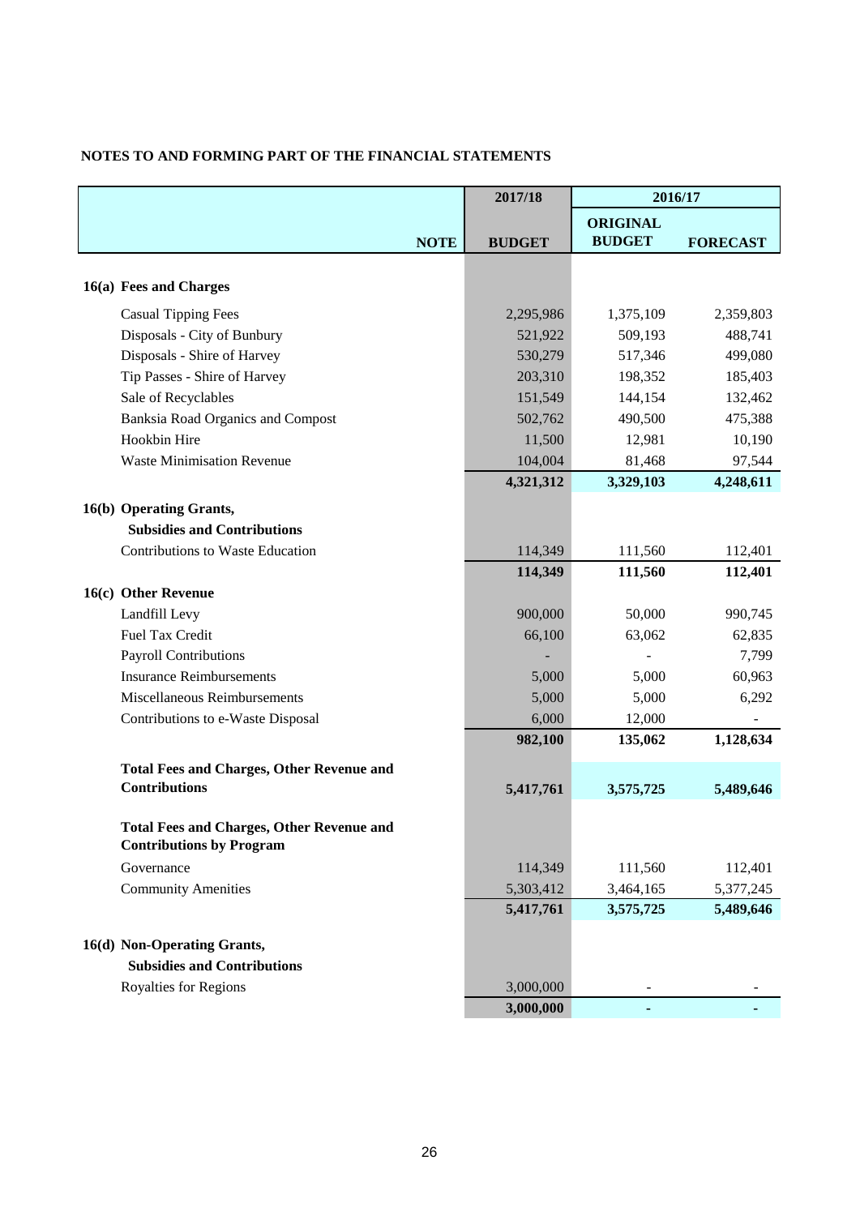## NOTES TO AND FORMING PART OF THE FINANCIAL STATEMENTS

| | NOTE | 2017/18 BUDGET | 2016/17 ORIGINAL BUDGET | 2016/17 FORECAST |
|---|---|---|---|---|
| **16(a) Fees and Charges** | | | | |
| Casual Tipping Fees | | 2,295,986 | 1,375,109 | 2,359,803 |
| Disposals - City of Bunbury | | 521,922 | 509,193 | 488,741 |
| Disposals - Shire of Harvey | | 530,279 | 517,346 | 499,080 |
| Tip Passes - Shire of Harvey | | 203,310 | 198,352 | 185,403 |
| Sale of Recyclables | | 151,549 | 144,154 | 132,462 |
| Banksia Road Organics and Compost | | 502,762 | 490,500 | 475,388 |
| Hookbin Hire | | 11,500 | 12,981 | 10,190 |
| Waste Minimisation Revenue | | 104,004 | 81,468 | 97,544 |
| | | **4,321,312** | **3,329,103** | **4,248,611** |
| **16(b) Operating Grants, Subsidies and Contributions** | | | | |
| Contributions to Waste Education | | 114,349 | 111,560 | 112,401 |
| | | **114,349** | **111,560** | **112,401** |
| **16(c) Other Revenue** | | | | |
| Landfill Levy | | 900,000 | 50,000 | 990,745 |
| Fuel Tax Credit | | 66,100 | 63,062 | 62,835 |
| Payroll Contributions | | - | - | 7,799 |
| Insurance Reimbursements | | 5,000 | 5,000 | 60,963 |
| Miscellaneous Reimbursements | | 5,000 | 5,000 | 6,292 |
| Contributions to e-Waste Disposal | | 6,000 | 12,000 | - |
| | | **982,100** | **135,062** | **1,128,634** |
| **Total Fees and Charges, Other Revenue and Contributions** | | **5,417,761** | **3,575,725** | **5,489,646** |
| **Total Fees and Charges, Other Revenue and Contributions by Program** | | | | |
| Governance | | 114,349 | 111,560 | 112,401 |
| Community Amenities | | 5,303,412 | 3,464,165 | 5,377,245 |
| | | **5,417,761** | **3,575,725** | **5,489,646** |
| **16(d) Non-Operating Grants, Subsidies and Contributions** | | | | |
| Royalties for Regions | | 3,000,000 | - | - |
| | | **3,000,000** | **-** | **-** |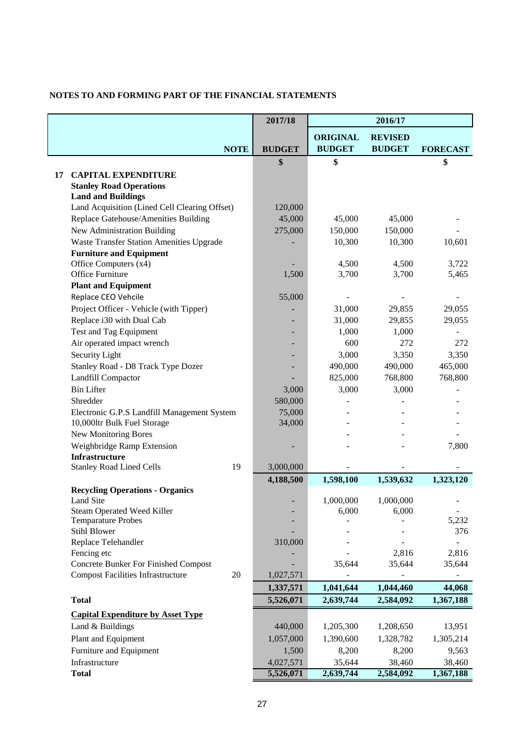**NOTES TO AND FORMING PART OF THE FINANCIAL STATEMENTS**

| | NOTE | 2017/18 BUDGET | 2016/17 ORIGINAL BUDGET | 2016/17 REVISED BUDGET | 2016/17 FORECAST |
|---|---|---|---|---|---|
| | | $ | $ | | $ |
| **17 CAPITAL EXPENDITURE** | | | | | |
| **Stanley Road Operations** | | | | | |
| **Land and Buildings** | | | | | |
| Land Acquisition (Lined Cell Clearing Offset) | | 120,000 | | | |
| Replace Gatehouse/Amenities Building | | 45,000 | 45,000 | 45,000 | - |
| New Administration Building | | 275,000 | 150,000 | 150,000 | - |
| Waste Transfer Station Amenities Upgrade | | - | 10,300 | 10,300 | 10,601 |
| **Furniture and Equipment** | | | | | |
| Office Computers (x4) | | - | 4,500 | 4,500 | 3,722 |
| Office Furniture | | 1,500 | 3,700 | 3,700 | 5,465 |
| **Plant and Equipment** | | | | | |
| Replace CEO Vehcile | | 55,000 | - | - | - |
| Project Officer - Vehicle (with Tipper) | | - | 31,000 | 29,855 | 29,055 |
| Replace i30 with Dual Cab | | - | 31,000 | 29,855 | 29,055 |
| Test and Tag Equipment | | - | 1,000 | 1,000 | - |
| Air operated impact wrench | | - | 600 | 272 | 272 |
| Security Light | | - | 3,000 | 3,350 | 3,350 |
| Stanley Road - D8 Track Type Dozer | | - | 490,000 | 490,000 | 465,000 |
| Landfill Compactor | | - | 825,000 | 768,800 | 768,800 |
| Bin Lifter | | 3,000 | 3,000 | 3,000 | - |
| Shredder | | 580,000 | - | - | - |
| Electronic G.P.S Landfill Management System | | 75,000 | - | - | - |
| 10,000ltr Bulk Fuel Storage | | 34,000 | - | - | - |
| New Monitoring Bores | | | - | - | - |
| Weighbridge Ramp Extension | | - | - | - | 7,800 |
| **Infrastructure** | | | | | |
| Stanley Road Lined Cells | 19 | 3,000,000 | - | - | - |
| | | **4,188,500** | **1,598,100** | **1,539,632** | **1,323,120** |
| **Recycling Operations - Organics** | | | | | |
| Land Site | | - | 1,000,000 | 1,000,000 | - |
| Steam Operated Weed Killer | | - | 6,000 | 6,000 | - |
| Temparature Probes | | - | - | - | 5,232 |
| Stihl Blower | | - | - | - | 376 |
| Replace Telehandler | | 310,000 | - | - | - |
| Fencing etc | | - | - | 2,816 | 2,816 |
| Concrete Bunker For Finished Compost | | - | 35,644 | 35,644 | 35,644 |
| Compost Facilities Infrastructure | 20 | 1,027,571 | - | - | - |
| | | **1,337,571** | **1,041,644** | **1,044,460** | **44,068** |
| **Total** | | **5,526,071** | **2,639,744** | **2,584,092** | **1,367,188** |
| **Capital Expenditure by Asset Type** | | | | | |
| Land & Buildings | | 440,000 | 1,205,300 | 1,208,650 | 13,951 |
| Plant and Equipment | | 1,057,000 | 1,390,600 | 1,328,782 | 1,305,214 |
| Furniture and Equipment | | 1,500 | 8,200 | 8,200 | 9,563 |
| Infrastructure | | 4,027,571 | 35,644 | 38,460 | 38,460 |
| **Total** | | **5,526,071** | **2,639,744** | **2,584,092** | **1,367,188** |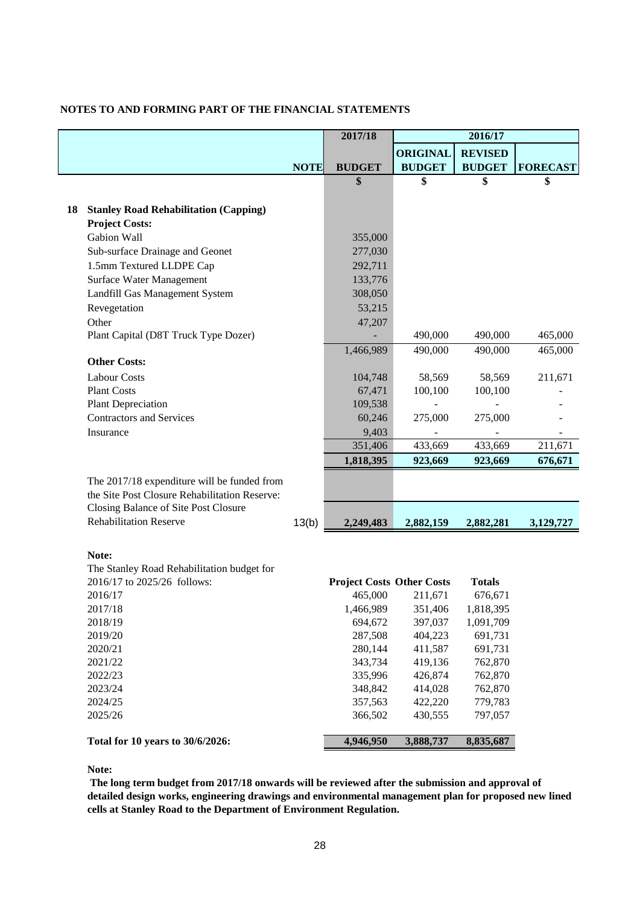**NOTES TO AND FORMING PART OF THE FINANCIAL STATEMENTS**

| | | NOTE | 2017/18 BUDGET | 2016/17 ORIGINAL BUDGET | 2016/17 REVISED BUDGET | 2016/17 FORECAST |
|---|---|---|---|---|---|---|
| | | | $ | $ | $ | $ |
| **18** | **Stanley Road Rehabilitation (Capping)** | | | | | |
| | **Project Costs:** | | | | | |
| | Gabion Wall | | 355,000 | | | |
| | Sub-surface Drainage and Geonet | | 277,030 | | | |
| | 1.5mm Textured LLDPE Cap | | 292,711 | | | |
| | Surface Water Management | | 133,776 | | | |
| | Landfill Gas Management System | | 308,050 | | | |
| | Revegetation | | 53,215 | | | |
| | Other | | 47,207 | | | |
| | Plant Capital (D8T Truck Type Dozer) | | - | 490,000 | 490,000 | 465,000 |
| | | | 1,466,989 | 490,000 | 490,000 | 465,000 |
| | **Other Costs:** | | | | | |
| | Labour Costs | | 104,748 | 58,569 | 58,569 | 211,671 |
| | Plant Costs | | 67,471 | 100,100 | 100,100 | - |
| | Plant Depreciation | | 109,538 | - | - | - |
| | Contractors and Services | | 60,246 | 275,000 | 275,000 | - |
| | Insurance | | 9,403 | - | - | - |
| | | | 351,406 | 433,669 | 433,669 | 211,671 |
| | | | **1,818,395** | **923,669** | **923,669** | **676,671** |
| | The 2017/18 expenditure will be funded from the Site Post Closure Rehabilitation Reserve: | | | | | |
| | Closing Balance of Site Post Closure Rehabilitation Reserve | 13(b) | **2,249,483** | **2,882,159** | **2,882,281** | **3,129,727** |

**Note:**

The Stanley Road Rehabilitation budget for 2016/17 to 2025/26 follows:

| | Project Costs | Other Costs | Totals |
|---|---|---|---|
| 2016/17 | 465,000 | 211,671 | 676,671 |
| 2017/18 | 1,466,989 | 351,406 | 1,818,395 |
| 2018/19 | 694,672 | 397,037 | 1,091,709 |
| 2019/20 | 287,508 | 404,223 | 691,731 |
| 2020/21 | 280,144 | 411,587 | 691,731 |
| 2021/22 | 343,734 | 419,136 | 762,870 |
| 2022/23 | 335,996 | 426,874 | 762,870 |
| 2023/24 | 348,842 | 414,028 | 762,870 |
| 2024/25 | 357,563 | 422,220 | 779,783 |
| 2025/26 | 366,502 | 430,555 | 797,057 |
| **Total for 10 years to 30/6/2026:** | **4,946,950** | **3,888,737** | **8,835,687** |

**Note:**

**The long term budget from 2017/18 onwards will be reviewed after the submission and approval of detailed design works, engineering drawings and environmental management plan for proposed new lined cells at Stanley Road to the Department of Environment Regulation.**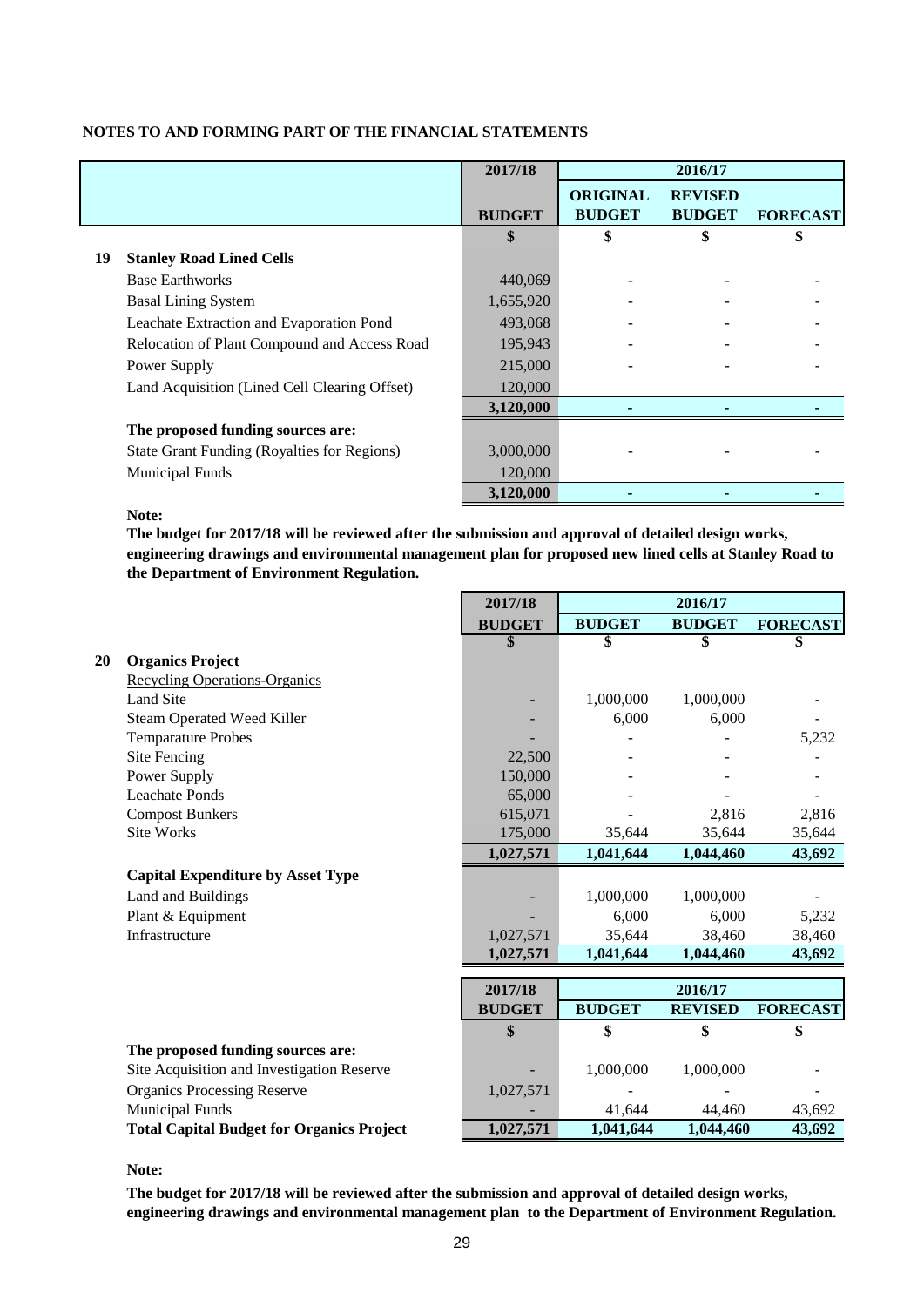## NOTES TO AND FORMING PART OF THE FINANCIAL STATEMENTS

| | | 2017/18 | 2016/17 | | |
|---|---|---|---|---|---|
| | | **BUDGET** | **ORIGINAL BUDGET** | **REVISED BUDGET** | **FORECAST** |
| | | $ | $ | $ | $ |
| **19** | **Stanley Road Lined Cells** | | | | |
| | Base Earthworks | 440,069 | - | - | - |
| | Basal Lining System | 1,655,920 | - | - | - |
| | Leachate Extraction and Evaporation Pond | 493,068 | - | - | - |
| | Relocation of Plant Compound and Access Road | 195,943 | - | - | - |
| | Power Supply | 215,000 | - | - | - |
| | Land Acquisition (Lined Cell Clearing Offset) | 120,000 | | | |
| | | **3,120,000** | **-** | **-** | **-** |
| | **The proposed funding sources are:** | | | | |
| | State Grant Funding (Royalties for Regions) | 3,000,000 | - | - | - |
| | Municipal Funds | 120,000 | | | |
| | | **3,120,000** | **-** | **-** | **-** |

**Note:**
**The budget for 2017/18 will be reviewed after the submission and approval of detailed design works, engineering drawings and environmental management plan for proposed new lined cells at Stanley Road to the Department of Environment Regulation.**

| | | 2017/18 | 2016/17 | | |
|---|---|---|---|---|---|
| | | **BUDGET** | **BUDGET** | **BUDGET** | **FORECAST** |
| | | $ | $ | $ | $ |
| **20** | **Organics Project** | | | | |
| | Recycling Operations-Organics | | | | |
| | Land Site | - | 1,000,000 | 1,000,000 | - |
| | Steam Operated Weed Killer | - | 6,000 | 6,000 | - |
| | Temparature Probes | - | - | - | 5,232 |
| | Site Fencing | 22,500 | - | - | - |
| | Power Supply | 150,000 | - | - | - |
| | Leachate Ponds | 65,000 | - | - | - |
| | Compost Bunkers | 615,071 | - | 2,816 | 2,816 |
| | Site Works | 175,000 | 35,644 | 35,644 | 35,644 |
| | | **1,027,571** | **1,041,644** | **1,044,460** | **43,692** |
| | **Capital Expenditure by Asset Type** | | | | |
| | Land and Buildings | - | 1,000,000 | 1,000,000 | - |
| | Plant & Equipment | - | 6,000 | 6,000 | 5,232 |
| | Infrastructure | 1,027,571 | 35,644 | 38,460 | 38,460 |
| | | **1,027,571** | **1,041,644** | **1,044,460** | **43,692** |

| | 2017/18 | 2016/17 | | |
|---|---|---|---|---|
| | **BUDGET** | **BUDGET** | **REVISED** | **FORECAST** |
| | $ | $ | $ | $ |
| **The proposed funding sources are:** | | | | |
| Site Acquisition and Investigation Reserve | - | 1,000,000 | 1,000,000 | - |
| Organics Processing Reserve | 1,027,571 | - | - | - |
| Municipal Funds | - | 41,644 | 44,460 | 43,692 |
| **Total Capital Budget for Organics Project** | **1,027,571** | **1,041,644** | **1,044,460** | **43,692** |

**Note:**

**The budget for 2017/18 will be reviewed after the submission and approval of detailed design works, engineering drawings and environmental management plan to the Department of Environment Regulation.**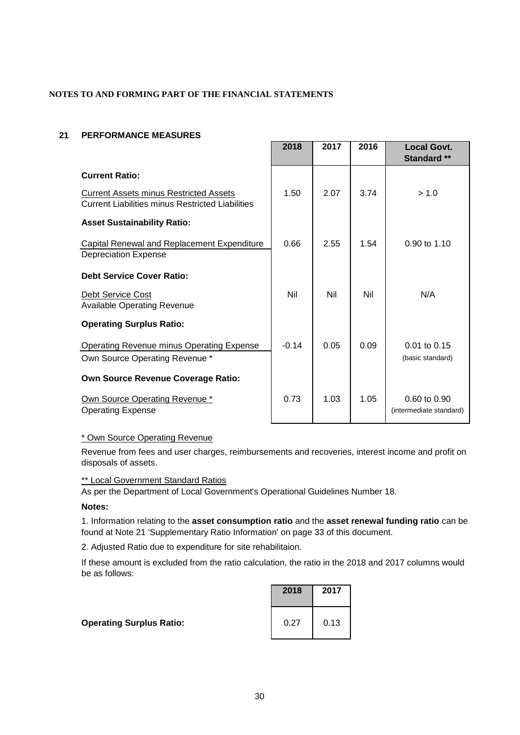**NOTES TO AND FORMING PART OF THE FINANCIAL STATEMENTS**

## 21 PERFORMANCE MEASURES

| | 2018 | 2017 | 2016 | Local Govt. Standard ** |
|---|---|---|---|---|
| **Current Ratio:** | | | | |
| Current Assets minus Restricted Assets / Current Liabilities minus Restricted Liabilities | 1.50 | 2.07 | 3.74 | > 1.0 |
| **Asset Sustainability Ratio:** | | | | |
| Capital Renewal and Replacement Expenditure / Depreciation Expense | 0.66 | 2.55 | 1.54 | 0.90 to 1.10 |
| **Debt Service Cover Ratio:** | | | | |
| Debt Service Cost / Available Operating Revenue | Nil | Nil | Nil | N/A |
| **Operating Surplus Ratio:** | | | | |
| Operating Revenue minus Operating Expense / Own Source Operating Revenue * | -0.14 | 0.05 | 0.09 | 0.01 to 0.15 (basic standard) |
| **Own Source Revenue Coverage Ratio:** | | | | |
| Own Source Operating Revenue * / Operating Expense | 0.73 | 1.03 | 1.05 | 0.60 to 0.90 (intermediate standard) |

\* Own Source Operating Revenue

Revenue from fees and user charges, reimbursements and recoveries, interest income and profit on disposals of assets.

** Local Government Standard Ratios

As per the Department of Local Government's Operational Guidelines Number 18.

**Notes:**

1. Information relating to the **asset consumption ratio** and the **asset renewal funding ratio** can be found at Note 21 'Supplementary Ratio Information' on page 33 of this document.

2. Adjusted Ratio due to expenditure for site rehabilitaion.

If these amount is excluded from the ratio calculation, the ratio in the 2018 and 2017 columns would be as follows:

| | 2018 | 2017 |
|---|---|---|
| **Operating Surplus Ratio:** | 0.27 | 0.13 |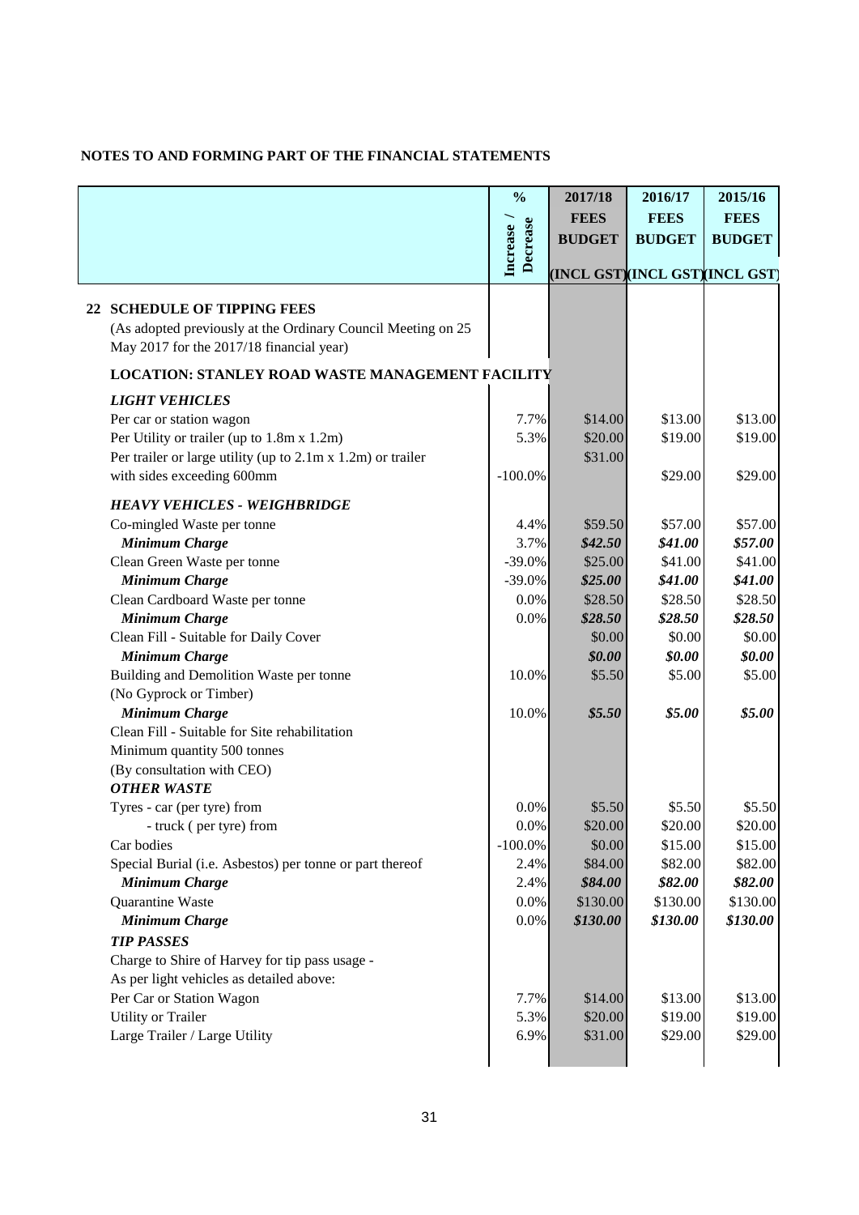**NOTES TO AND FORMING PART OF THE FINANCIAL STATEMENTS**

| | % Increase / Decrease | 2017/18 FEES BUDGET (INCL GST) | 2016/17 FEES BUDGET (INCL GST) | 2015/16 FEES BUDGET (INCL GST) |
|---|---|---|---|---|
| **22 SCHEDULE OF TIPPING FEES** | | | | |
| (As adopted previously at the Ordinary Council Meeting on 25 May 2017 for the 2017/18 financial year) | | | | |
| **LOCATION: STANLEY ROAD WASTE MANAGEMENT FACILITY** | | | | |
| ***LIGHT VEHICLES*** | | | | |
| Per car or station wagon | 7.7% | $14.00 | $13.00 | $13.00 |
| Per Utility or trailer (up to 1.8m x 1.2m) | 5.3% | $20.00 | $19.00 | $19.00 |
| Per trailer or large utility (up to 2.1m x 1.2m) or trailer | | $31.00 | | |
| with sides exceeding 600mm | -100.0% | | $29.00 | $29.00 |
| ***HEAVY VEHICLES - WEIGHBRIDGE*** | | | | |
| Co-mingled Waste per tonne | 4.4% | $59.50 | $57.00 | $57.00 |
| ***Minimum Charge*** | 3.7% | ***$42.50*** | ***$41.00*** | ***$57.00*** |
| Clean Green Waste per tonne | -39.0% | $25.00 | $41.00 | $41.00 |
| ***Minimum Charge*** | -39.0% | ***$25.00*** | ***$41.00*** | ***$41.00*** |
| Clean Cardboard Waste per tonne | 0.0% | $28.50 | $28.50 | $28.50 |
| ***Minimum Charge*** | 0.0% | ***$28.50*** | ***$28.50*** | ***$28.50*** |
| Clean Fill - Suitable for Daily Cover | | $0.00 | $0.00 | $0.00 |
| ***Minimum Charge*** | | ***$0.00*** | ***$0.00*** | ***$0.00*** |
| Building and Demolition Waste per tonne | 10.0% | $5.50 | $5.00 | $5.00 |
| (No Gyprock or Timber) | | | | |
| ***Minimum Charge*** | 10.0% | ***$5.50*** | ***$5.00*** | ***$5.00*** |
| Clean Fill - Suitable for Site rehabilitation | | | | |
| Minimum quantity 500 tonnes | | | | |
| (By consultation with CEO) | | | | |
| ***OTHER WASTE*** | | | | |
| Tyres - car (per tyre) from | 0.0% | $5.50 | $5.50 | $5.50 |
| - truck ( per tyre) from | 0.0% | $20.00 | $20.00 | $20.00 |
| Car bodies | -100.0% | $0.00 | $15.00 | $15.00 |
| Special Burial (i.e. Asbestos) per tonne or part thereof | 2.4% | $84.00 | $82.00 | $82.00 |
| ***Minimum Charge*** | 2.4% | ***$84.00*** | ***$82.00*** | ***$82.00*** |
| Quarantine Waste | 0.0% | $130.00 | $130.00 | $130.00 |
| ***Minimum Charge*** | 0.0% | ***$130.00*** | ***$130.00*** | ***$130.00*** |
| ***TIP PASSES*** | | | | |
| Charge to Shire of Harvey for tip pass usage - | | | | |
| As per light vehicles as detailed above: | | | | |
| Per Car or Station Wagon | 7.7% | $14.00 | $13.00 | $13.00 |
| Utility or Trailer | 5.3% | $20.00 | $19.00 | $19.00 |
| Large Trailer / Large Utility | 6.9% | $31.00 | $29.00 | $29.00 |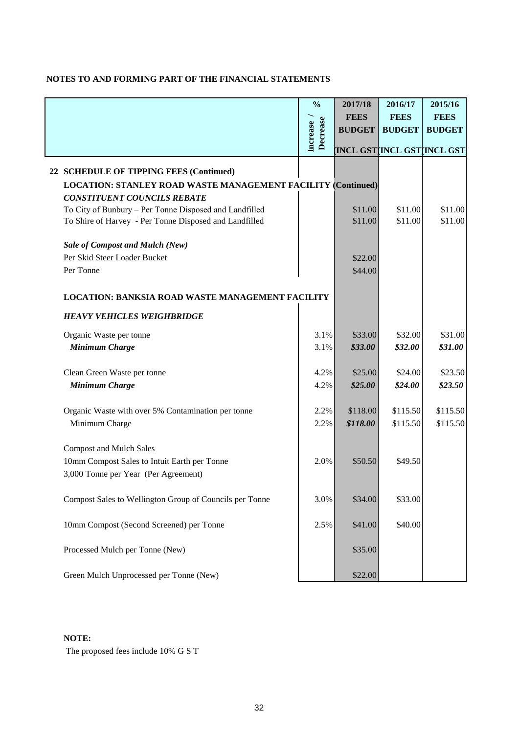**NOTES TO AND FORMING PART OF THE FINANCIAL STATEMENTS**

| | % Increase / Decrease | 2017/18 FEES BUDGET (INCL GST) | 2016/17 FEES BUDGET (INCL GST) | 2015/16 FEES BUDGET (INCL GST) |
|---|---|---|---|---|
| **22 SCHEDULE OF TIPPING FEES (Continued)** | | | | |
| **LOCATION: STANLEY ROAD WASTE MANAGEMENT FACILITY (Continued)** | | | | |
| ***CONSTITUENT COUNCILS REBATE*** | | | | |
| To City of Bunbury – Per Tonne Disposed and Landfilled | | $11.00 | $11.00 | $11.00 |
| To Shire of Harvey - Per Tonne Disposed and Landfilled | | $11.00 | $11.00 | $11.00 |
| ***Sale of Compost and Mulch (New)*** | | | | |
| Per Skid Steer Loader Bucket | | $22.00 | | |
| Per Tonne | | $44.00 | | |
| **LOCATION: BANKSIA ROAD WASTE MANAGEMENT FACILITY** | | | | |
| ***HEAVY VEHICLES WEIGHBRIDGE*** | | | | |
| Organic Waste per tonne | 3.1% | $33.00 | $32.00 | $31.00 |
| ***Minimum Charge*** | 3.1% | ***$33.00*** | ***$32.00*** | ***$31.00*** |
| Clean Green Waste per tonne | 4.2% | $25.00 | $24.00 | $23.50 |
| ***Minimum Charge*** | 4.2% | ***$25.00*** | ***$24.00*** | ***$23.50*** |
| Organic Waste with over 5% Contamination per tonne | 2.2% | $118.00 | $115.50 | $115.50 |
| Minimum Charge | 2.2% | ***$118.00*** | $115.50 | $115.50 |
| Compost and Mulch Sales | | | | |
| 10mm Compost Sales to Intuit Earth per Tonne | 2.0% | $50.50 | $49.50 | |
| 3,000 Tonne per Year (Per Agreement) | | | | |
| Compost Sales to Wellington Group of Councils per Tonne | 3.0% | $34.00 | $33.00 | |
| 10mm Compost (Second Screened) per Tonne | 2.5% | $41.00 | $40.00 | |
| Processed Mulch per Tonne (New) | | $35.00 | | |
| Green Mulch Unprocessed per Tonne (New) | | $22.00 | | |

**NOTE:**

The proposed fees include 10% G S T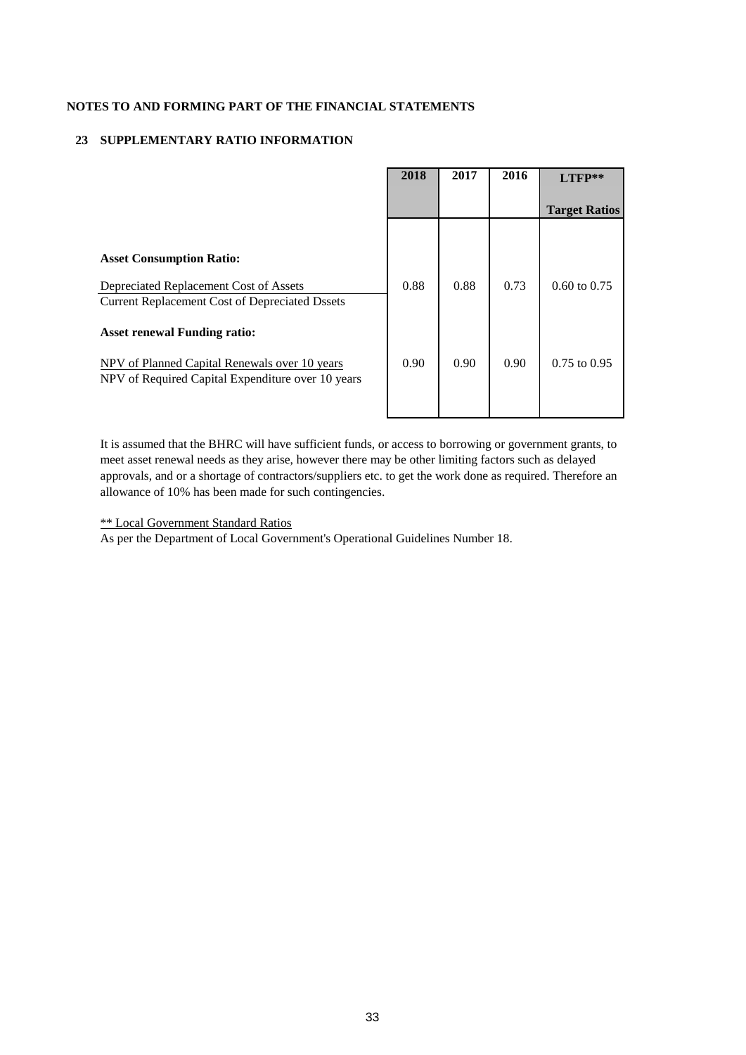**NOTES TO AND FORMING PART OF THE FINANCIAL STATEMENTS**

## 23 SUPPLEMENTARY RATIO INFORMATION

| | 2018 | 2017 | 2016 | LTFP** Target Ratios |
|---|---|---|---|---|
| **Asset Consumption Ratio:** | | | | |
| Depreciated Replacement Cost of Assets / Current Replacement Cost of Depreciated Dssets | 0.88 | 0.88 | 0.73 | 0.60 to 0.75 |
| **Asset renewal Funding ratio:** | | | | |
| NPV of Planned Capital Renewals over 10 years / NPV of Required Capital Expenditure over 10 years | 0.90 | 0.90 | 0.90 | 0.75 to 0.95 |

It is assumed that the BHRC will have sufficient funds, or access to borrowing or government grants, to meet asset renewal needs as they arise, however there may be other limiting factors such as delayed approvals, and or a shortage of contractors/suppliers etc. to get the work done as required. Therefore an allowance of 10% has been made for such contingencies.

** Local Government Standard Ratios
As per the Department of Local Government's Operational Guidelines Number 18.